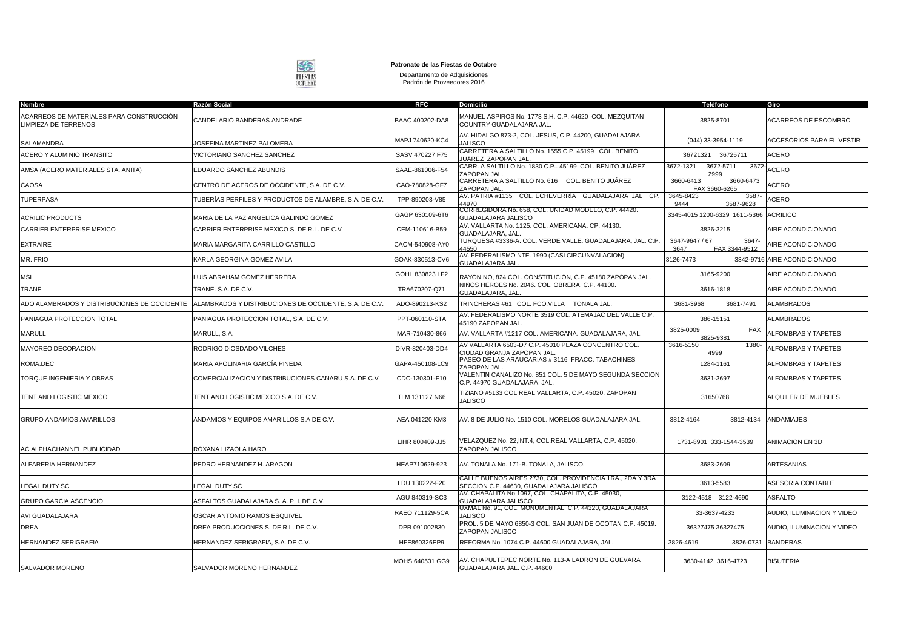**Patronato de las Fiestas de Octubre**

Departamento de Adquisiciones
Padrón de Proveedores 2016

| Nombre | Razón Social | RFC | Domicilio | Teléfono | Giro |
|---|---|---|---|---|---|
| ACARREOS DE MATERIALES PARA CONSTRUCCIÓN LIMPIEZA DE TERRENOS | CANDELARIO BANDERAS ANDRADE | BAAC 400202-DA8 | MANUEL ASPIROS No. 1773 S.H. C.P. 44620 COL. MEZQUITAN COUNTRY GUADALAJARA JAL. | 3825-8701 | ACARREOS DE ESCOMBRO |
| SALAMANDRA | JOSEFINA MARTINEZ PALOMERA | MAPJ 740620-KC4 | AV. HIDALGO 873-2, COL. JESUS, C.P. 44200, GUADALAJARA JALISCO | (044) 33-3954-1119 | ACCESORIOS PARA EL VESTIR |
| ACERO Y ALUMINIO TRANSITO | VICTORIANO SANCHEZ SANCHEZ | SASV 470227 F75 | CARRETERA A SALTILLO No. 1555 C.P. 45199 COL. BENITO JUÁREZ ZAPOPAN JAL. | 36721321 36725711 | ACERO |
| AMSA (ACERO MATERIALES STA. ANITA) | EDUARDO SÁNCHEZ ABUNDIS | SAAE-861006-F54 | CARR. A SALTILLO No. 1830 C.P.. 45199 COL. BENITO JUÁREZ ZAPOPAN JAL. | 3672-1321 3672-5711 3672-2999 | ACERO |
| CAOSA | CENTRO DE ACEROS DE OCCIDENTE, S.A. DE C.V. | CAO-780828-GF7 | CARRETERA A SALTILLO No. 616 COL. BENITO JUÁREZ ZAPOPAN JAL. | 3660-6413 3660-6473 FAX 3660-6265 | ACERO |
| TUPERPASA | TUBERÍAS PERFILES Y PRODUCTOS DE ALAMBRE, S.A. DE C.V. | TPP-890203-V85 | AV. PATRIA #1135 COL. ECHEVERRÍA GUADALAJARA JAL CP. 44970 | 3645-8423 3587-9444 3587-9628 | ACERO |
| ACRILIC PRODUCTS | MARIA DE LA PAZ ANGELICA GALINDO GOMEZ | GAGP 630109-6T6 | CORREGIDORA No. 658, COL. UNIDAD MODELO, C.P. 44420. GUADALAJARA JALISCO | 3345-4015 1200-6329 1611-5366 | ACRILICO |
| CARRIER ENTERPRISE MEXICO | CARRIER ENTERPRISE MEXICO S. DE R.L. DE C.V | CEM-110616-B59 | AV. VALLARTA No. 1125. COL. AMERICANA. CP. 44130. GUADALAJARA, JAL. | 3826-3215 | AIRE ACONDICIONADO |
| EXTRAIRE | MARIA MARGARITA CARRILLO CASTILLO | CACM-540908-AY0 | TURQUESA #3336-A. COL. VERDE VALLE. GUADALAJARA, JAL. C.P. 44550 | 3647-9647 / 67 3647-3647 FAX 3344-9512 | AIRE ACONDICIONADO |
| MR. FRIO | KARLA GEORGINA GOMEZ AVILA | GOAK-830513-CV6 | AV. FEDERALISMO NTE. 1990 (CASI CIRCUNVALACION) GUADALAJARA JAL. | 3126-7473 3342-9716 | AIRE ACONDICIONADO |
| MSI | LUIS ABRAHAM GÓMEZ HERRERA | GOHL 830823 LF2 | RAYÓN NO, 824 COL. CONSTITUCIÓN, C.P. 45180 ZAPOPAN JAL. | 3165-9200 | AIRE ACONDICIONADO |
| TRANE | TRANE. S.A. DE C.V. | TRA670207-Q71 | NIÑOS HEROES No. 2046. COL. OBRERA. C.P. 44100. GUADALAJARA, JAL. | 3616-1818 | AIRE ACONDICIONADO |
| ADO ALAMBRADOS Y DISTRIBUCIONES DE OCCIDENTE | ALAMBRADOS Y DISTRIBUCIONES DE OCCIDENTE, S.A. DE C.V. | ADO-890213-KS2 | TRINCHERAS #61 COL. FCO.VILLA TONALA JAL. | 3681-3968 3681-7491 | ALAMBRADOS |
| PANIAGUA PROTECCION TOTAL | PANIAGUA PROTECCION TOTAL, S.A. DE C.V. | PPT-060110-STA | AV. FEDERALISMO NORTE 3519 COL. ATEMAJAC DEL VALLE C.P. 45190 ZAPOPAN JAL. | 386-15151 | ALAMBRADOS |
| MARULL | MARULL, S.A. | MAR-710430-866 | AV. VALLARTA #1217 COL. AMERICANA. GUADALAJARA, JAL. | 3825-0009 FAX 3825-9381 | ALFOMBRAS Y TAPETES |
| MAYOREO DECORACION | RODRIGO DIOSDADO VILCHES | DIVR-820403-DD4 | AV VALLARTA 6503-D7 C.P. 45010 PLAZA CONCENTRO COL. CIUDAD GRANJA ZAPOPAN JAL. | 3616-5150 1380-4999 | ALFOMBRAS Y TAPETES |
| ROMA.DEC | MARIA APOLINARIA GARCÍA PINEDA | GAPA-450108-LC9 | PASEO DE LAS ARAUCARIAS # 3116 FRACC. TABACHINES ZAPOPAN JAL. | 1284-1161 | ALFOMBRAS Y TAPETES |
| TORQUE INGENIERIA Y OBRAS | COMERCIALIZACION Y DISTRIBUCIONES CANARU S.A. DE C.V | CDC-130301-F10 | VALENTIN CANALIZO No. 851 COL. 5 DE MAYO SEGUNDA SECCION C.P. 44970 GUADALAJARA, JAL. | 3631-3697 | ALFOMBRAS Y TAPETES |
| TENT AND LOGISTIC MEXICO | TENT AND LOGISTIC MEXICO S.A. DE C.V. | TLM 131127 N66 | TIZIANO #5133 COL REAL VALLARTA, C.P. 45020, ZAPOPAN JALISCO | 31650768 | ALQUILER DE MUEBLES |
| GRUPO ANDAMIOS AMARILLOS | ANDAMIOS Y EQUIPOS AMARILLOS S.A DE C.V. | AEA 041220 KM3 | AV. 8 DE JULIO No. 1510 COL. MORELOS GUADALAJARA JAL. | 3812-4164 3812-4134 | ANDAMIAJES |
| AC ALPHACHANNEL PUBLICIDAD | ROXANA LIZAOLA HARO | LIHR 800409-JJ5 | VELAZQUEZ No. 22,INT.4, COL.REAL VALLARTA, C.P. 45020, ZAPOPAN JALISCO | 1731-8901 333-1544-3539 | ANIMACION EN 3D |
| ALFARERIA HERNANDEZ | PEDRO HERNANDEZ H. ARAGON | HEAP710629-923 | AV. TONALA No. 171-B. TONALA, JALISCO. | 3683-2609 | ARTESANIAS |
| LEGAL DUTY SC | LEGAL DUTY SC | LDU 130222-F20 | CALLE BUENOS AIRES 2730, COL. PROVIDENCIA 1RA., 2DA Y 3RA SECCION C.P. 44630, GUADALAJARA JALISCO | 3613-5583 | ASESORIA CONTABLE |
| GRUPO GARCIA ASCENCIO | ASFALTOS GUADALAJARA S. A. P. I. DE C.V. | AGU 840319-SC3 | AV. CHAPALITA No.1097, COL. CHAPALITA, C.P. 45030, GUADALAJARA JALISCO | 3122-4518 3122-4690 | ASFALTO |
| AVI GUADALAJARA | OSCAR ANTONIO RAMOS ESQUIVEL | RAEO 711129-5CA | UXMAL No. 91, COL. MONUMENTAL, C.P. 44320, GUADALAJARA JALISCO | 33-3637-4233 | AUDIO, ILUMINACION Y VIDEO |
| DREA | DREA PRODUCCIONES S. DE R.L. DE C.V. | DPR 091002830 | PROL. 5 DE MAYO 6850-3 COL. SAN JUAN DE OCOTAN C.P. 45019. ZAPOPAN JALISCO | 36327475 36327475 | AUDIO, ILUMINACION Y VIDEO |
| HERNANDEZ SERIGRAFIA | HERNANDEZ SERIGRAFIA, S.A. DE C.V. | HFE860326EP9 | REFORMA No. 1074 C.P. 44600 GUADALAJARA, JAL. | 3826-4619 3826-0731 | BANDERAS |
| SALVADOR MORENO | SALVADOR MORENO HERNANDEZ | MOHS 640531 GG9 | AV. CHAPULTEPEC NORTE No. 113-A LADRON DE GUEVARA GUADALAJARA JAL. C.P. 44600 | 3630-4142 3616-4723 | BISUTERIA |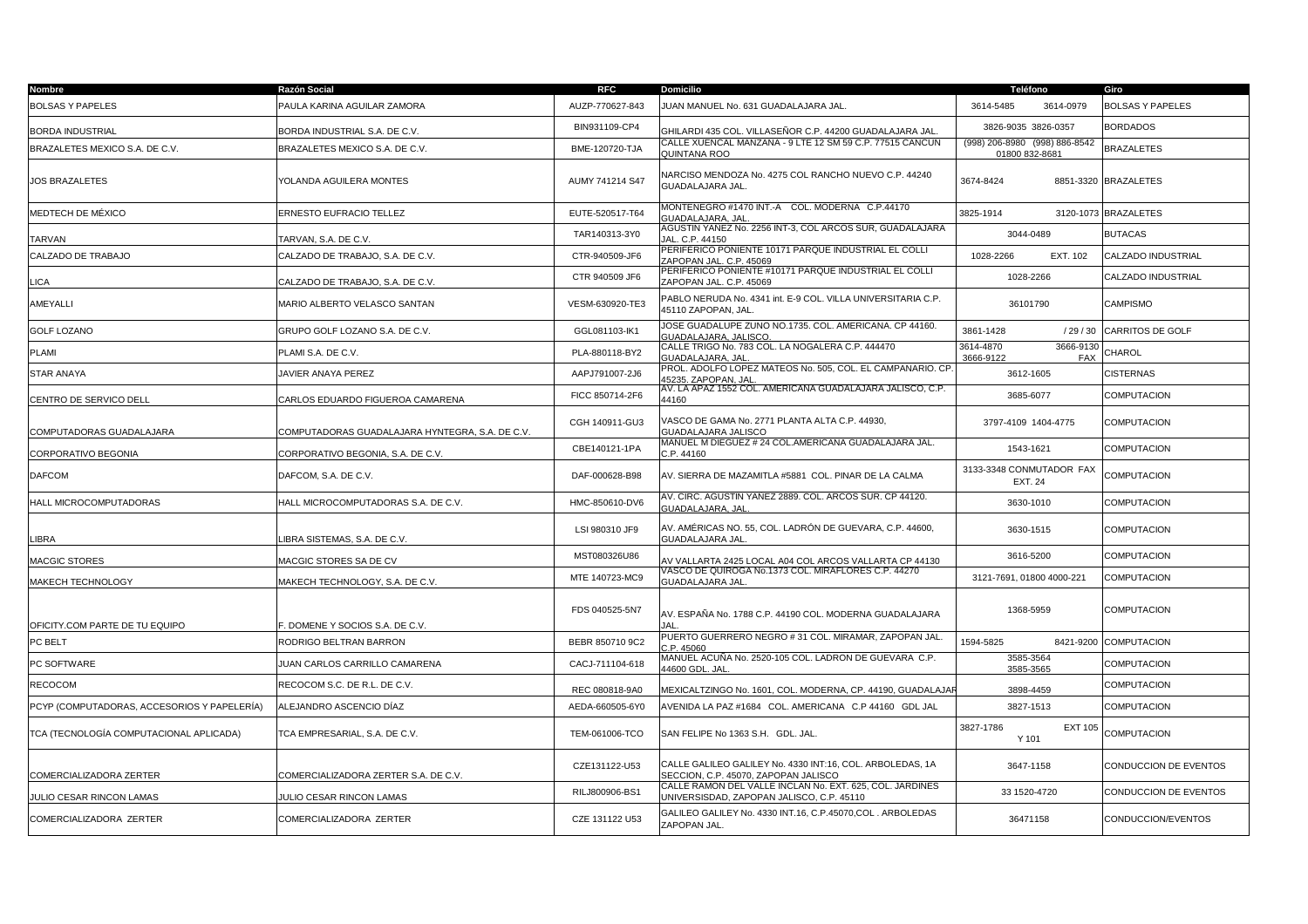| Nombre | Razón Social | RFC | Domicilio | Teléfono | Giro |
|---|---|---|---|---|---|
| BOLSAS Y PAPELES | PAULA KARINA AGUILAR ZAMORA | AUZP-770627-843 | JUAN MANUEL No. 631 GUADALAJARA JAL. | 3614-5485 3614-0979 | BOLSAS Y PAPELES |
| BORDA INDUSTRIAL | BORDA INDUSTRIAL S.A. DE C.V. | BIN931109-CP4 | GHILARDI 435 COL. VILLASEÑOR C.P. 44200 GUADALAJARA JAL. | 3826-9035 3826-0357 | BORDADOS |
| BRAZALETES MEXICO S.A. DE C.V. | BRAZALETES MEXICO S.A. DE C.V. | BME-120720-TJA | CALLE XUENCAL MANZANA - 9 LTE 12 SM 59 C.P. 77515 CANCUN QUINTANA ROO | (998) 206-8980 (998) 886-8542 01800 832-8681 | BRAZALETES |
| JOS BRAZALETES | YOLANDA AGUILERA MONTES | AUMY 741214 S47 | NARCISO MENDOZA No. 4275 COL RANCHO NUEVO C.P. 44240 GUADALAJARA JAL. | 3674-8424 8851-3320 | BRAZALETES |
| MEDTECH DE MÉXICO | ERNESTO EUFRACIO TELLEZ | EUTE-520517-T64 | MONTENEGRO #1470 INT.-A COL. MODERNA C.P.44170 GUADALAJARA, JAL. | 3825-1914 3120-1073 | BRAZALETES |
| TARVAN | TARVAN, S.A. DE C.V. | TAR140313-3Y0 | AGUSTIN YAÑEZ No. 2256 INT-3, COL ARCOS SUR, GUADALAJARA JAL. C.P. 44150 | 3044-0489 | BUTACAS |
| CALZADO DE TRABAJO | CALZADO DE TRABAJO, S.A. DE C.V. | CTR-940509-JF6 | PERIFERICO PONIENTE 10171 PARQUE INDUSTRIAL EL COLLI ZAPOPAN JAL. C.P. 45069 | 1028-2266 EXT. 102 | CALZADO INDUSTRIAL |
| LICA | CALZADO DE TRABAJO, S.A. DE C.V. | CTR 940509 JF6 | PERIFERICO PONIENTE #10171 PARQUE INDUSTRIAL EL COLLI ZAPOPAN JAL. C.P. 45069 | 1028-2266 | CALZADO INDUSTRIAL |
| AMEYALLI | MARIO ALBERTO VELASCO SANTAN | VESM-630920-TE3 | PABLO NERUDA No. 4341 int. E-9 COL. VILLA UNIVERSITARIA C.P. 45110 ZAPOPAN, JAL. | 36101790 | CAMPISMO |
| GOLF LOZANO | GRUPO GOLF LOZANO S.A. DE C.V. | GGL081103-IK1 | JOSE GUADALUPE ZUNO NO.1735. COL. AMERICANA. CP 44160. GUADALAJARA, JALISCO. | 3861-1428 / 29 / 30 | CARRITOS DE GOLF |
| PLAMI | PLAMI S.A. DE C.V. | PLA-880118-BY2 | CALLE TRIGO No. 783 COL. LA NOGALERA C.P. 444470 GUADALAJARA, JAL. | 3614-4870 3666-9130 3666-9122 FAX | CHAROL |
| STAR ANAYA | JAVIER ANAYA PEREZ | AAPJ791007-2J6 | PROL. ADOLFO LOPEZ MATEOS No. 505, COL. EL CAMPANARIO. CP. 45235. ZAPOPAN, JAL. | 3612-1605 | CISTERNAS |
| CENTRO DE SERVICO DELL | CARLOS EDUARDO FIGUEROA CAMARENA | FICC 850714-2F6 | AV. LA APAZ 1552 COL. AMERICANA GUADALAJARA JALISCO, C.P. 44160 | 3685-6077 | COMPUTACION |
| COMPUTADORAS GUADALAJARA | COMPUTADORAS GUADALAJARA HYNTEGRA, S.A. DE C.V. | CGH 140911-GU3 | VASCO DE GAMA No. 2771 PLANTA ALTA C.P. 44930, GUADALAJARA JALISCO | 3797-4109 1404-4775 | COMPUTACION |
| CORPORATIVO BEGONIA | CORPORATIVO BEGONIA, S.A. DE C.V. | CBE140121-1PA | MANUEL M DIEGUEZ # 24 COL.AMERICANA GUADALAJARA JAL. C.P. 44160 | 1543-1621 | COMPUTACION |
| DAFCOM | DAFCOM, S.A. DE C.V. | DAF-000628-B98 | AV. SIERRA DE MAZAMITLA #5881 COL. PINAR DE LA CALMA | 3133-3348 CONMUTADOR FAX EXT. 24 | COMPUTACION |
| HALL MICROCOMPUTADORAS | HALL MICROCOMPUTADORAS S.A. DE C.V. | HMC-850610-DV6 | AV. CIRC. AGUSTIN YAÑEZ 2889. COL. ARCOS SUR. CP 44120. GUADALAJARA, JAL. | 3630-1010 | COMPUTACION |
| LIBRA | LIBRA SISTEMAS, S.A. DE C.V. | LSI 980310 JF9 | AV. AMÉRICAS NO. 55, COL. LADRÓN DE GUEVARA, C.P. 44600, GUADALAJARA JAL. | 3630-1515 | COMPUTACION |
| MACGIC STORES | MACGIC STORES SA DE CV | MST080326U86 | AV VALLARTA 2425 LOCAL A04 COL ARCOS VALLARTA CP 44130 | 3616-5200 | COMPUTACION |
| MAKECH TECHNOLOGY | MAKECH TECHNOLOGY, S.A. DE C.V. | MTE 140723-MC9 | VASCO DE QUIROGA No.1373 COL. MIRAFLORES C.P. 44270 GUADALAJARA JAL. | 3121-7691, 01800 4000-221 | COMPUTACION |
| OFICITY.COM PARTE DE TU EQUIPO | F. DOMENE Y SOCIOS S.A. DE C.V. | FDS 040525-5N7 | AV. ESPAÑA No. 1788 C.P. 44190 COL. MODERNA GUADALAJARA JAL. | 1368-5959 | COMPUTACION |
| PC BELT | RODRIGO BELTRAN BARRON | BEBR 850710 9C2 | PUERTO GUERRERO NEGRO # 31 COL. MIRAMAR, ZAPOPAN JAL. C.P. 45060 | 1594-5825 8421-9200 | COMPUTACION |
| PC SOFTWARE | JUAN CARLOS CARRILLO CAMARENA | CACJ-711104-618 | MANUEL ACUÑA No. 2520-105 COL. LADRON DE GUEVARA C.P. 44600 GDL. JAL. | 3585-3564 3585-3565 | COMPUTACION |
| RECOCOM | RECOCOM S.C. DE R.L. DE C.V. | REC 080818-9A0 | MEXICALTZINGO No. 1601, COL. MODERNA, CP. 44190, GUADALAJAR | 3898-4459 | COMPUTACION |
| PCYP (COMPUTADORAS, ACCESORIOS Y PAPELERÍA) | ALEJANDRO ASCENCIO DÍAZ | AEDA-660505-6Y0 | AVENIDA LA PAZ #1684 COL. AMERICANA C.P 44160 GDL JAL | 3827-1513 | COMPUTACION |
| TCA (TECNOLOGÍA COMPUTACIONAL APLICADA) | TCA EMPRESARIAL, S.A. DE C.V. | TEM-061006-TCO | SAN FELIPE No 1363 S.H. GDL. JAL. | 3827-1786 EXT 105 Y 101 | COMPUTACION |
| COMERCIALIZADORA ZERTER | COMERCIALIZADORA ZERTER S.A. DE C.V. | CZE131122-U53 | CALLE GALILEO GALILEY No. 4330 INT:16, COL. ARBOLEDAS, 1A SECCION, C.P. 45070, ZAPOPAN JALISCO | 3647-1158 | CONDUCCION DE EVENTOS |
| JULIO CESAR RINCON LAMAS | JULIO CESAR RINCON LAMAS | RILJ800906-BS1 | CALLE RAMON DEL VALLE INCLAN No. EXT. 625, COL. JARDINES UNIVERSISDAD, ZAPOPAN JALISCO, C.P. 45110 | 33 1520-4720 | CONDUCCION DE EVENTOS |
| COMERCIALIZADORA ZERTER | COMERCIALIZADORA ZERTER | CZE 131122 U53 | GALILEO GALILEY No. 4330 INT.16, C.P.45070,COL . ARBOLEDAS ZAPOPAN JAL. | 36471158 | CONDUCCION/EVENTOS |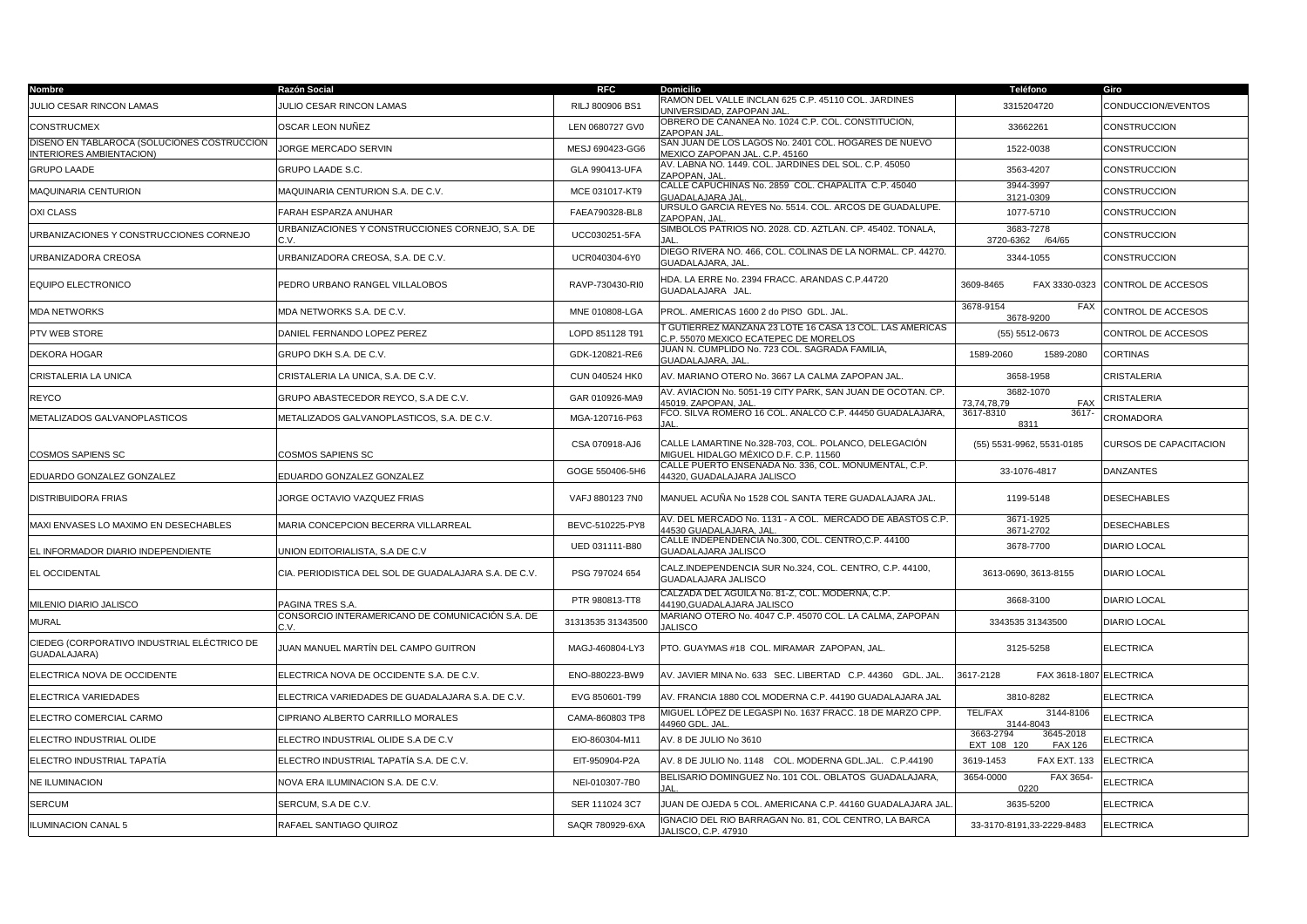| Nombre | Razón Social | RFC | Domicilio | Teléfono | Giro |
| --- | --- | --- | --- | --- | --- |
| JULIO CESAR RINCON LAMAS | JULIO CESAR RINCON LAMAS | RILJ 800906 BS1 | RAMON DEL VALLE INCLAN 625 C.P. 45110 COL. JARDINES UNIVERSIDAD, ZAPOPAN JAL. | 3315204720 | CONDUCCION/EVENTOS |
| CONSTRUCMEX | OSCAR LEON NUÑEZ | LEN 0680727 GV0 | OBRERO DE CANANEA No. 1024 C.P. COL. CONSTITUCION, ZAPOPAN JAL. | 33662261 | CONSTRUCCION |
| DISEÑO EN TABLAROCA (SOLUCIONES COSTRUCCION INTERIORES AMBIENTACION) | JORGE MERCADO SERVIN | MESJ 690423-GG6 | SAN JUAN DE LOS LAGOS No. 2401 COL. HOGARES DE NUEVO MEXICO ZAPOPAN JAL. C.P. 45160 | 1522-0038 | CONSTRUCCION |
| GRUPO LAADE | GRUPO LAADE S.C. | GLA 990413-UFA | AV. LABNA NO. 1449. COL. JARDINES DEL SOL. C.P. 45050 ZAPOPAN, JAL. | 3563-4207 | CONSTRUCCION |
| MAQUINARIA CENTURION | MAQUINARIA CENTURION S.A. DE C.V. | MCE 031017-KT9 | CALLE CAPUCHINAS No. 2859 COL. CHAPALITA C.P. 45040 GUADALAJARA JAL. | 3944-3997 3121-0309 | CONSTRUCCION |
| OXI CLASS | FARAH ESPARZA ANUHAR | FAEA790328-BL8 | URSULO GARCIA REYES No. 5514. COL. ARCOS DE GUADALUPE. ZAPOPAN, JAL. | 1077-5710 | CONSTRUCCION |
| URBANIZACIONES Y CONSTRUCCIONES CORNEJO | URBANIZACIONES Y CONSTRUCCIONES CORNEJO, S.A. DE C.V. | UCC030251-5FA | SIMBOLOS PATRIOS NO. 2028. CD. AZTLAN. CP. 45402. TONALA, JAL. | 3683-7278 3720-6362 /64/65 | CONSTRUCCION |
| URBANIZADORA CREOSA | URBANIZADORA CREOSA, S.A. DE C.V. | UCR040304-6Y0 | DIEGO RIVERA NO. 466, COL. COLINAS DE LA NORMAL. CP. 44270. GUADALAJARA, JAL. | 3344-1055 | CONSTRUCCION |
| EQUIPO ELECTRONICO | PEDRO URBANO RANGEL VILLALOBOS | RAVP-730430-RI0 | HDA. LA ERRE No. 2394 FRACC. ARANDAS C.P.44720 GUADALAJARA JAL. | 3609-8465 FAX 3330-0323 | CONTROL DE ACCESOS |
| MDA NETWORKS | MDA NETWORKS S.A. DE C.V. | MNE 010808-LGA | PROL. AMERICAS 1600 2 do PISO GDL. JAL. | 3678-9154 FAX 3678-9200 | CONTROL DE ACCESOS |
| PTV WEB STORE | DANIEL FERNANDO LOPEZ PEREZ | LOPD 851128 T91 | T GUTIERREZ MANZANA 23 LOTE 16 CASA 13 COL. LAS AMERICAS C.P. 55070 MEXICO ECATEPEC DE MORELOS | (55) 5512-0673 | CONTROL DE ACCESOS |
| DEKORA HOGAR | GRUPO DKH S.A. DE C.V. | GDK-120821-RE6 | JUAN N. CUMPLIDO No. 723 COL. SAGRADA FAMILIA, GUADALAJARA, JAL. | 1589-2060 1589-2080 | CORTINAS |
| CRISTALERIA LA UNICA | CRISTALERIA LA UNICA, S.A. DE C.V. | CUN 040524 HK0 | AV. MARIANO OTERO No. 3667 LA CALMA ZAPOPAN JAL. | 3658-1958 | CRISTALERIA |
| REYCO | GRUPO ABASTECEDOR REYCO, S.A DE C.V. | GAR 010926-MA9 | AV. AVIACION No. 5051-19 CITY PARK, SAN JUAN DE OCOTAN. CP. 45019. ZAPOPAN, JAL. | 3682-1070 73,74,78,79 FAX | CRISTALERIA |
| METALIZADOS GALVANOPLASTICOS | METALIZADOS GALVANOPLASTICOS, S.A. DE C.V. | MGA-120716-P63 | FCO. SILVA ROMERO 16 COL. ANALCO C.P. 44450 GUADALAJARA, JAL. | 3617-8310 3617-8311 | CROMADORA |
| COSMOS SAPIENS SC | COSMOS SAPIENS SC | CSA 070918-AJ6 | CALLE LAMARTINE No.328-703, COL. POLANCO, DELEGACIÓN MIGUEL HIDALGO MÉXICO D.F. C.P. 11560 | (55) 5531-9962, 5531-0185 | CURSOS DE CAPACITACION |
| EDUARDO GONZALEZ GONZALEZ | EDUARDO GONZALEZ GONZALEZ | GOGE 550406-5H6 | CALLE PUERTO ENSENADA No. 336, COL. MONUMENTAL, C.P. 44320, GUADALAJARA JALISCO | 33-1076-4817 | DANZANTES |
| DISTRIBUIDORA FRIAS | JORGE OCTAVIO VAZQUEZ FRIAS | VAFJ 880123 7N0 | MANUEL ACUÑA No 1528 COL SANTA TERE GUADALAJARA JAL. | 1199-5148 | DESECHABLES |
| MAXI ENVASES LO MAXIMO EN DESECHABLES | MARIA CONCEPCION BECERRA VILLARREAL | BEVC-510225-PY8 | AV. DEL MERCADO No. 1131 - A COL. MERCADO DE ABASTOS C.P. 44530 GUADALAJARA, JAL. | 3671-1925 3671-2702 | DESECHABLES |
| EL INFORMADOR DIARIO INDEPENDIENTE | UNION EDITORIALISTA, S.A DE C.V | UED 031111-B80 | CALLE INDEPENDENCIA No.300, COL. CENTRO,C.P. 44100 GUADALAJARA JALISCO | 3678-7700 | DIARIO LOCAL |
| EL OCCIDENTAL | CIA. PERIODISTICA DEL SOL DE GUADALAJARA S.A. DE C.V. | PSG 797024 654 | CALZ.INDEPENDENCIA SUR No.324, COL. CENTRO, C.P. 44100, GUADALAJARA JALISCO | 3613-0690, 3613-8155 | DIARIO LOCAL |
| MILENIO DIARIO JALISCO | PAGINA TRES S.A. | PTR 980813-TT8 | CALZADA DEL AGUILA No. 81-Z, COL. MODERNA, C.P. 44190,GUADALAJARA JALISCO | 3668-3100 | DIARIO LOCAL |
| MURAL | CONSORCIO INTERAMERICANO DE COMUNICACIÓN S.A. DE C.V. | 31313535 31343500 | MARIANO OTERO No. 4047 C.P. 45070 COL. LA CALMA, ZAPOPAN JALISCO | 3343535 31343500 | DIARIO LOCAL |
| CIEDEG (CORPORATIVO INDUSTRIAL ELÉCTRICO DE GUADALAJARA) | JUAN MANUEL MARTÍN DEL CAMPO GUITRON | MAGJ-460804-LY3 | PTO. GUAYMAS #18 COL. MIRAMAR ZAPOPAN, JAL. | 3125-5258 | ELECTRICA |
| ELECTRICA NOVA DE OCCIDENTE | ELECTRICA NOVA DE OCCIDENTE S.A. DE C.V. | ENO-880223-BW9 | AV. JAVIER MINA No. 633 SEC. LIBERTAD C.P. 44360 GDL. JAL. | 3617-2128 FAX 3618-1807 | ELECTRICA |
| ELECTRICA VARIEDADES | ELECTRICA VARIEDADES DE GUADALAJARA S.A. DE C.V. | EVG 850601-T99 | AV. FRANCIA 1880 COL MODERNA C.P. 44190 GUADALAJARA JAL | 3810-8282 | ELECTRICA |
| ELECTRO COMERCIAL CARMO | CIPRIANO ALBERTO CARRILLO MORALES | CAMA-860803 TP8 | MIGUEL LÓPEZ DE LEGASPI No. 1637 FRACC. 18 DE MARZO CPP. 44960 GDL. JAL. | TEL/FAX 3144-8106 3144-8043 | ELECTRICA |
| ELECTRO INDUSTRIAL OLIDE | ELECTRO INDUSTRIAL OLIDE S.A DE C.V | EIO-860304-M11 | AV. 8 DE JULIO No 3610 | 3663-2794 3645-2018 EXT 108 120 FAX 126 | ELECTRICA |
| ELECTRO INDUSTRIAL TAPATÍA | ELECTRO INDUSTRIAL TAPATÍA S.A. DE C.V. | EIT-950904-P2A | AV. 8 DE JULIO No. 1148 COL. MODERNA GDL.JAL. C.P.44190 | 3619-1453 FAX EXT. 133 | ELECTRICA |
| NE ILUMINACION | NOVA ERA ILUMINACION S.A. DE C.V. | NEI-010307-7B0 | BELISARIO DOMINGUEZ No. 101 COL. OBLATOS GUADALAJARA, JAL. | 3654-0000 FAX 3654-0220 | ELECTRICA |
| SERCUM | SERCUM, S.A DE C.V. | SER 111024 3C7 | JUAN DE OJEDA 5 COL. AMERICANA C.P. 44160 GUADALAJARA JAL. | 3635-5200 | ELECTRICA |
| ILUMINACION CANAL 5 | RAFAEL SANTIAGO QUIROZ | SAQR 780929-6XA | IGNACIO DEL RIO BARRAGAN No. 81, COL CENTRO, LA BARCA JALISCO, C.P. 47910 | 33-3170-8191,33-2229-8483 | ELECTRICA |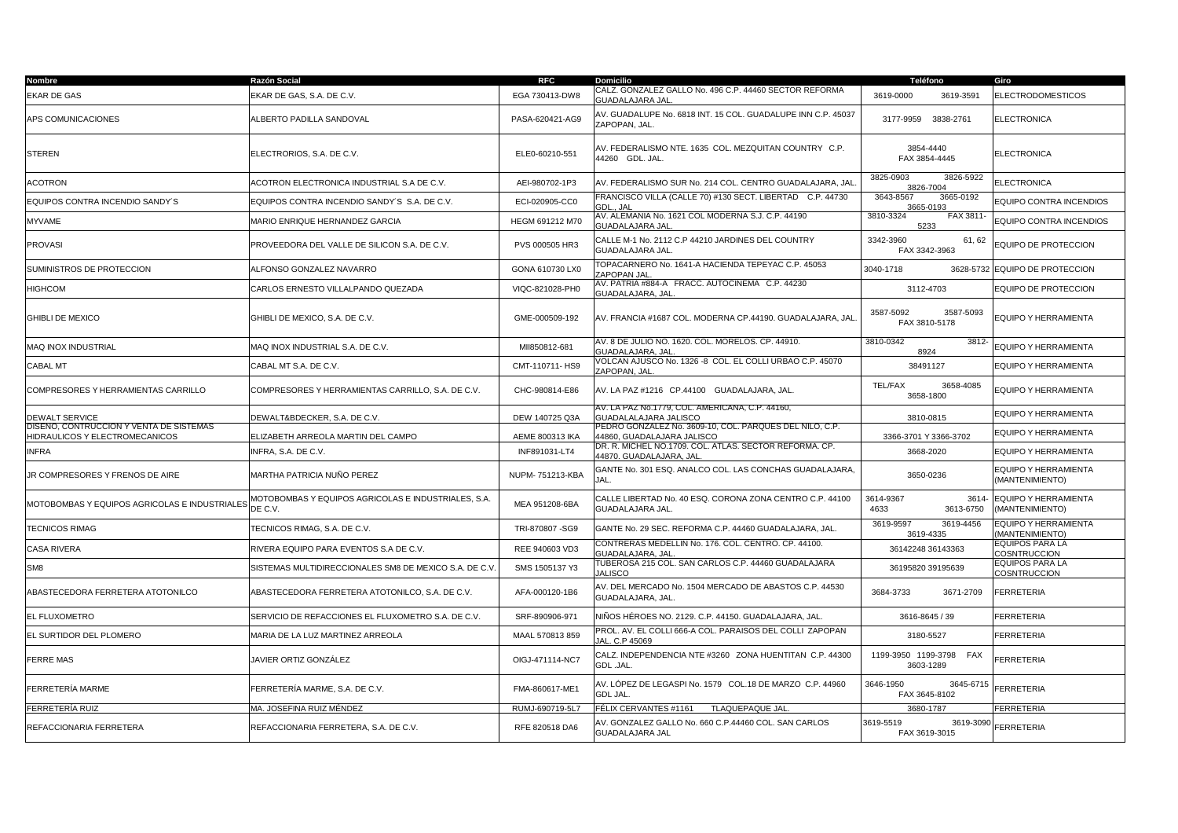| Nombre | Razón Social | RFC | Domicilio | Teléfono | Giro |
|---|---|---|---|---|---|
| EKAR DE GAS | EKAR DE GAS, S.A. DE C.V. | EGA 730413-DW8 | CALZ. GONZALEZ GALLO No. 496 C.P. 44460 SECTOR REFORMA GUADALAJARA JAL. | 3619-0000 3619-3591 | ELECTRODOMESTICOS |
| APS COMUNICACIONES | ALBERTO PADILLA SANDOVAL | PASA-620421-AG9 | AV. GUADALUPE No. 6818 INT. 15 COL. GUADALUPE INN C.P. 45037 ZAPOPAN, JAL. | 3177-9959 3838-2761 | ELECTRONICA |
| STEREN | ELECTRORIOS, S.A. DE C.V. | ELE0-60210-551 | AV. FEDERALISMO NTE. 1635 COL. MEZQUITAN COUNTRY C.P. 44260 GDL. JAL. | 3854-4440 FAX 3854-4445 | ELECTRONICA |
| ACOTRON | ACOTRON ELECTRONICA INDUSTRIAL S.A DE C.V. | AEI-980702-1P3 | AV. FEDERALISMO SUR No. 214 COL. CENTRO GUADALAJARA, JAL. | 3825-0903 3826-5922 3826-7004 | ELECTRONICA |
| EQUIPOS CONTRA INCENDIO SANDY´S | EQUIPOS CONTRA INCENDIO SANDY´S S.A. DE C.V. | ECI-020905-CC0 | FRANCISCO VILLA (CALLE 70) #130 SECT. LIBERTAD C.P. 44730 GDL., JAL | 3643-8567 3665-0192 3665-0193 | EQUIPO CONTRA INCENDIOS |
| MYVAME | MARIO ENRIQUE HERNANDEZ GARCIA | HEGM 691212 M70 | AV. ALEMANIA No. 1621 COL MODERNA S.J. C.P. 44190 GUADALAJARA JAL. | 3810-3324 FAX 3811-5233 | EQUIPO CONTRA INCENDIOS |
| PROVASI | PROVEEDORA DEL VALLE DE SILICON S.A. DE C.V. | PVS 000505 HR3 | CALLE M-1 No. 2112 C.P 44210 JARDINES DEL COUNTRY GUADALAJARA JAL. | 3342-3960 61, 62 FAX 3342-3963 | EQUIPO DE PROTECCION |
| SUMINISTROS DE PROTECCION | ALFONSO GONZALEZ NAVARRO | GONA 610730 LX0 | TOPACARNERO No. 1641-A HACIENDA TEPEYAC C.P. 45053 ZAPOPAN JAL. | 3040-1718 3628-5732 | EQUIPO DE PROTECCION |
| HIGHCOM | CARLOS ERNESTO VILLALPANDO QUEZADA | VIQC-821028-PH0 | AV. PATRIA #884-A FRACC. AUTOCINEMA C.P. 44230 GUADALAJARA, JAL. | 3112-4703 | EQUIPO DE PROTECCION |
| GHIBLI DE MEXICO | GHIBLI DE MEXICO, S.A. DE C.V. | GME-000509-192 | AV. FRANCIA #1687 COL. MODERNA CP.44190. GUADALAJARA, JAL. | 3587-5092 3587-5093 FAX 3810-5178 | EQUIPO Y HERRAMIENTA |
| MAQ INOX INDUSTRIAL | MAQ INOX INDUSTRIAL S.A. DE C.V. | MII850812-681 | AV. 8 DE JULIO NO. 1620. COL. MORELOS. CP. 44910. GUADALAJARA, JAL. | 3810-0342 3812-8924 | EQUIPO Y HERRAMIENTA |
| CABAL MT | CABAL MT S.A. DE C.V. | CMT-110711- HS9 | VOLCAN AJUSCO No. 1326 -8 COL. EL COLLI URBAO C.P. 45070 ZAPOPAN, JAL. | 38491127 | EQUIPO Y HERRAMIENTA |
| COMPRESORES Y HERRAMIENTAS CARRILLO | COMPRESORES Y HERRAMIENTAS CARRILLO, S.A. DE C.V. | CHC-980814-E86 | AV. LA PAZ #1216 CP.44100 GUADALAJARA, JAL. | TEL/FAX 3658-4085 3658-1800 | EQUIPO Y HERRAMIENTA |
| DEWALT SERVICE | DEWALT&BDECKER, S.A. DE C.V. | DEW 140725 Q3A | AV. LA PAZ No.1779, COL. AMERICANA, C.P. 44160, GUADALALAJARA JALISCO | 3810-0815 | EQUIPO Y HERRAMIENTA |
| DISEÑO, CONTRUCCION Y VENTA DE SISTEMAS HIDRAULICOS Y ELECTROMECANICOS | ELIZABETH ARREOLA MARTIN DEL CAMPO | AEME 800313 IKA | PEDRO GONZALEZ No. 3609-10, COL. PARQUES DEL NILO, C.P. 44860, GUADALAJARA JALISCO | 3366-3701 Y 3366-3702 | EQUIPO Y HERRAMIENTA |
| INFRA | INFRA, S.A. DE C.V. | INF891031-LT4 | DR. R. MICHEL NO.1709. COL. ATLAS. SECTOR REFORMA. CP. 44870. GUADALAJARA, JAL. | 3668-2020 | EQUIPO Y HERRAMIENTA |
| JR COMPRESORES Y FRENOS DE AIRE | MARTHA PATRICIA NUÑO PEREZ | NUPM- 751213-KBA | GANTE No. 301 ESQ. ANALCO COL. LAS CONCHAS GUADALAJARA, JAL. | 3650-0236 | EQUIPO Y HERRAMIENTA (MANTENIMIENTO) |
| MOTOBOMBAS Y EQUIPOS AGRICOLAS E INDUSTRIALES | MOTOBOMBAS Y EQUIPOS AGRICOLAS E INDUSTRIALES, S.A. DE C.V. | MEA 951208-6BA | CALLE LIBERTAD No. 40 ESQ. CORONA ZONA CENTRO C.P. 44100 GUADALAJARA JAL. | 3614-9367 3614-4633 3613-6750 | EQUIPO Y HERRAMIENTA (MANTENIMIENTO) |
| TECNICOS RIMAG | TECNICOS RIMAG, S.A. DE C.V. | TRI-870807 -SG9 | GANTE No. 29 SEC. REFORMA C.P. 44460 GUADALAJARA, JAL. | 3619-9597 3619-4456 3619-4335 | EQUIPO Y HERRAMIENTA (MANTENIMIENTO) |
| CASA RIVERA | RIVERA EQUIPO PARA EVENTOS S.A DE C.V. | REE 940603 VD3 | CONTRERAS MEDELLIN No. 176. COL. CENTRO. CP. 44100. GUADALAJARA, JAL. | 36142248 36143363 | EQUIPOS PARA LA COSNTRUCCION |
| SM8 | SISTEMAS MULTIDIRECCIONALES SM8 DE MEXICO S.A. DE C.V. | SMS 1505137 Y3 | TUBEROSA 215 COL. SAN CARLOS C.P. 44460 GUADALAJARA JALISCO | 36195820 39195639 | EQUIPOS PARA LA COSNTRUCCION |
| ABASTECEDORA FERRETERA ATOTONILCO | ABASTECEDORA FERRETERA ATOTONILCO, S.A. DE C.V. | AFA-000120-1B6 | AV. DEL MERCADO No. 1504 MERCADO DE ABASTOS C.P. 44530 GUADALAJARA, JAL. | 3684-3733 3671-2709 | FERRETERIA |
| EL FLUXOMETRO | SERVICIO DE REFACCIONES EL FLUXOMETRO S.A. DE C.V. | SRF-890906-971 | NIÑOS HÉROES NO. 2129. C.P. 44150. GUADALAJARA, JAL. | 3616-8645 / 39 | FERRETERIA |
| EL SURTIDOR DEL PLOMERO | MARIA DE LA LUZ MARTINEZ ARREOLA | MAAL 570813 859 | PROL. AV. EL COLLI 666-A COL. PARAISOS DEL COLLI ZAPOPAN JAL. C.P 45069 | 3180-5527 | FERRETERIA |
| FERRE MAS | JAVIER ORTIZ GONZÁLEZ | OIGJ-471114-NC7 | CALZ. INDEPENDENCIA NTE #3260 ZONA HUENTITAN C.P. 44300 GDL .JAL. | 1199-3950 1199-3798 FAX 3603-1289 | FERRETERIA |
| FERRETERÍA MARME | FERRETERÍA MARME, S.A. DE C.V. | FMA-860617-ME1 | AV. LÓPEZ DE LEGASPI No. 1579 COL.18 DE MARZO C.P. 44960 GDL JAL. | 3646-1950 3645-6715 FAX 3645-8102 | FERRETERIA |
| FERRETERÍA RUIZ | MA. JOSEFINA RUIZ MÉNDEZ | RUMJ-690719-5L7 | FÉLIX CERVANTES #1161 TLAQUEPAQUE JAL. | 3680-1787 | FERRETERIA |
| REFACCIONARIA FERRETERA | REFACCIONARIA FERRETERA, S.A. DE C.V. | RFE 820518 DA6 | AV. GONZALEZ GALLO No. 660 C.P.44460 COL. SAN CARLOS GUADALAJARA JAL | 3619-5519 3619-3090 FAX 3619-3015 | FERRETERIA |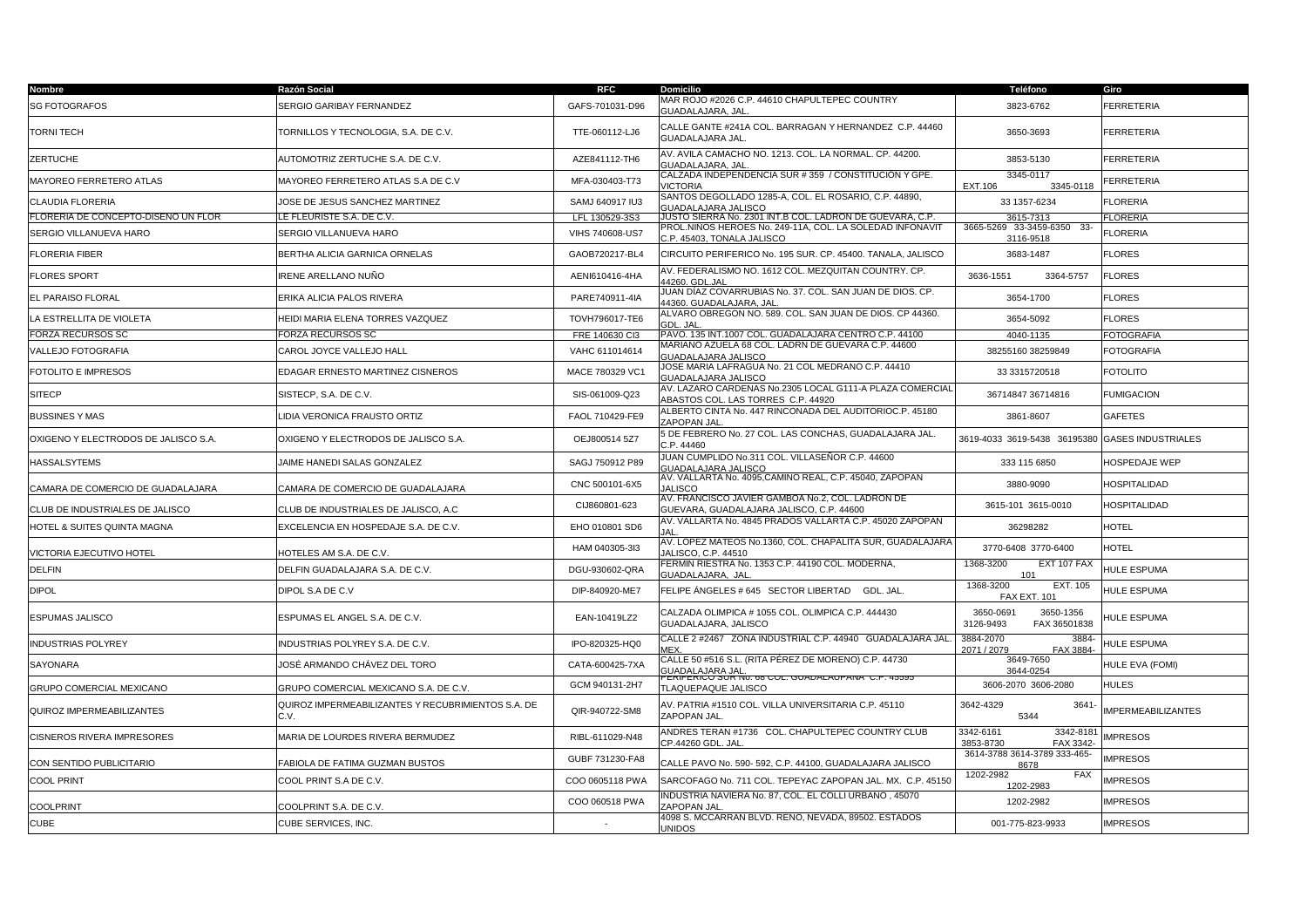| Nombre | Razón Social | RFC | Domicilio | Teléfono | Giro |
|---|---|---|---|---|---|
| SG FOTOGRAFOS | SERGIO GARIBAY FERNANDEZ | GAFS-701031-D96 | MAR ROJO #2026 C.P. 44610 CHAPULTEPEC COUNTRY GUADALAJARA, JAL. | 3823-6762 | FERRETERIA |
| TORNI TECH | TORNILLOS Y TECNOLOGIA, S.A. DE C.V. | TTE-060112-LJ6 | CALLE GANTE #241A COL. BARRAGAN Y HERNANDEZ C.P. 44460 GUADALAJARA JAL. | 3650-3693 | FERRETERIA |
| ZERTUCHE | AUTOMOTRIZ ZERTUCHE S.A. DE C.V. | AZE841112-TH6 | AV. AVILA CAMACHO NO. 1213. COL. LA NORMAL. CP. 44200. GUADALAJARA, JAL. | 3853-5130 | FERRETERIA |
| MAYOREO FERRETERO ATLAS | MAYOREO FERRETERO ATLAS S.A DE C.V | MFA-030403-T73 | CALZADA INDEPENDENCIA SUR # 359 / CONSTITUCION Y GPE. VICTORIA | 3345-0117 EXT.106 3345-0118 | FERRETERIA |
| CLAUDIA FLORERIA | JOSE DE JESUS SANCHEZ MARTINEZ | SAMJ 640917 IU3 | SANTOS DEGOLLADO 1285-A, COL. EL ROSARIO, C.P. 44890, GUADALAJARA JALISCO | 33 1357-6234 | FLORERIA |
| FLORERIA DE CONCEPTO-DISEÑO UN FLOR | LE FLEURISTE S.A. DE C.V. | LFL 130529-3S3 | JUSTO SIERRA No. 2301 INT.B COL. LADRON DE GUEVARA, C.P. | 3615-7313 | FLORERIA |
| SERGIO VILLANUEVA HARO | SERGIO VILLANUEVA HARO | VIHS 740608-US7 | PROL.NINOS HEROES No. 249-11A, COL. LA SOLEDAD INFONAVIT C.P. 45403, TONALA JALISCO | 3665-5269 33-3459-6350 33-3116-9518 | FLORERIA |
| FLORERIA FIBER | BERTHA ALICIA GARNICA ORNELAS | GAOB720217-BL4 | CIRCUITO PERIFERICO No. 195 SUR. CP. 45400. TANALA, JALISCO | 3683-1487 | FLORES |
| FLORES SPORT | IRENE ARELLANO NUÑO | AENI610416-4HA | AV. FEDERALISMO NO. 1612 COL. MEZQUITAN COUNTRY. CP. 44260. GDL.JAL | 3636-1551 3364-5757 | FLORES |
| EL PARAISO FLORAL | ERIKA ALICIA PALOS RIVERA | PARE740911-4IA | JUAN DÍAZ COVARRUBIAS No. 37. COL. SAN JUAN DE DIOS. CP. 44360. GUADALAJARA, JAL. | 3654-1700 | FLORES |
| LA ESTRELLITA DE VIOLETA | HEIDI MARIA ELENA TORRES VAZQUEZ | TOVH796017-TE6 | ALVARO OBREGON NO. 589. COL. SAN JUAN DE DIOS. CP 44360. GDL. JAL. | 3654-5092 | FLORES |
| FORZA RECURSOS SC | FORZA RECURSOS SC | FRE 140630 CI3 | PAVO. 135 INT.1007 COL. GUADALAJARA CENTRO C.P. 44100 | 4040-1135 | FOTOGRAFIA |
| VALLEJO FOTOGRAFIA | CAROL JOYCE VALLEJO HALL | VAHC 611014614 | MARIANO AZUELA 68 COL. LADRN DE GUEVARA C.P. 44600 GUADALAJARA JALISCO | 38255160 38259849 | FOTOGRAFIA |
| FOTOLITO E IMPRESOS | EDAGAR ERNESTO MARTINEZ CISNEROS | MACE 780329 VC1 | JOSE MARIA LAFRAGUA No. 21 COL MEDRANO C.P. 44410 GUADALAJARA JALISCO | 33 3315720518 | FOTOLITO |
| SITECP | SISTECP, S.A. DE C.V. | SIS-061009-Q23 | AV. LAZARO CARDENAS No.2305 LOCAL G111-A PLAZA COMERCIAL ABASTOS COL. LAS TORRES C.P. 44920 | 36714847 36714816 | FUMIGACION |
| BUSSINES Y MAS | LIDIA VERONICA FRAUSTO ORTIZ | FAOL 710429-FE9 | ALBERTO CINTA No. 447 RINCONADA DEL AUDITORIOC.P. 45180 ZAPOPAN JAL. | 3861-8607 | GAFETES |
| OXIGENO Y ELECTRODOS DE JALISCO S.A. | OXIGENO Y ELECTRODOS DE JALISCO S.A. | OEJ800514 5Z7 | 5 DE FEBRERO No. 27 COL. LAS CONCHAS, GUADALAJARA JAL. C.P. 44460 | 3619-4033 3619-5438 36195380 | GASES INDUSTRIALES |
| HASSALSYTEMS | JAIME HANEDI SALAS GONZALEZ | SAGJ 750912 P89 | JUAN CUMPLIDO No.311 COL. VILLASEÑOR C.P. 44600 GUADALAJARA JALISCO | 333 115 6850 | HOSPEDAJE WEP |
| CAMARA DE COMERCIO DE GUADALAJARA | CAMARA DE COMERCIO DE GUADALAJARA | CNC 500101-6X5 | AV. VALLARTA No. 4095,CAMINO REAL, C.P. 45040, ZAPOPAN JALISCO | 3880-9090 | HOSPITALIDAD |
| CLUB DE INDUSTRIALES DE JALISCO | CLUB DE INDUSTRIALES DE JALISCO, A.C | CIJ860801-623 | AV. FRANCISCO JAVIER GAMBOA No.2, COL. LADRON DE GUEVARA, GUADALAJARA JALISCO, C.P. 44600 | 3615-101 3615-0010 | HOSPITALIDAD |
| HOTEL & SUITES QUINTA MAGNA | EXCELENCIA EN HOSPEDAJE S.A. DE C.V. | EHO 010801 SD6 | AV. VALLARTA No. 4845 PRADOS VALLARTA C.P. 45020 ZAPOPAN JAL. | 36298282 | HOTEL |
| VICTORIA EJECUTIVO HOTEL | HOTELES AM S.A. DE C.V. | HAM 040305-3I3 | AV. LOPEZ MATEOS No.1360, COL. CHAPALITA SUR, GUADALAJARA JALISCO, C.P. 44510 | 3770-6408 3770-6400 | HOTEL |
| DELFIN | DELFIN GUADALAJARA S.A. DE C.V. | DGU-930602-QRA | FERMIN RIESTRA No. 1353 C.P. 44190 COL. MODERNA, GUADALAJARA, JAL. | 1368-3200 EXT 107 FAX 101 | HULE ESPUMA |
| DIPOL | DIPOL S.A DE C.V | DIP-840920-ME7 | FELIPE ÁNGELES # 645 SECTOR LIBERTAD GDL. JAL. | 1368-3200 EXT. 105 FAX EXT. 101 | HULE ESPUMA |
| ESPUMAS JALISCO | ESPUMAS EL ANGEL S.A. DE C.V. | EAN-10419LZ2 | CALZADA OLIMPICA # 1055 COL. OLIMPICA C.P. 444430 GUADALAJARA, JALISCO | 3650-0691 3650-1356 3126-9493 FAX 36501838 | HULE ESPUMA |
| INDUSTRIAS POLYREY | INDUSTRIAS POLYREY S.A. DE C.V. | IPO-820325-HQ0 | CALLE 2 #2467 ZONA INDUSTRIAL C.P. 44940 GUADALAJARA JAL. MEX. | 3884-2070 3884-2071 / 2079 FAX 3884- | HULE ESPUMA |
| SAYONARA | JOSÉ ARMANDO CHÁVEZ DEL TORO | CATA-600425-7XA | CALLE 50 #516 S.L. (RITA PÉREZ DE MORENO) C.P. 44730 GUADALAJARA JAL. | 3649-7650 3644-0254 | HULE EVA (FOMI) |
| GRUPO COMERCIAL MEXICANO | GRUPO COMERCIAL MEXICANO S.A. DE C.V. | GCM 940131-2H7 | PERIFERICO SUR No. 68 COL. GUADALAUPANA C.P. 45595 TLAQUEPAQUE JALISCO | 3606-2070 3606-2080 | HULES |
| QUIROZ IMPERMEABILIZANTES | QUIROZ IMPERMEABILIZANTES Y RECUBRIMIENTOS S.A. DE C.V. | QIR-940722-SM8 | AV. PATRIA #1510 COL. VILLA UNIVERSITARIA C.P. 45110 ZAPOPAN JAL. | 3642-4329 3641-5344 | IMPERMEABILIZANTES |
| CISNEROS RIVERA IMPRESORES | MARIA DE LOURDES RIVERA BERMUDEZ | RIBL-611029-N48 | ANDRES TERAN #1736 COL. CHAPULTEPEC COUNTRY CLUB CP.44260 GDL. JAL. | 3342-6161 3342-8181 3853-8730 FAX 3342- | IMPRESOS |
| CON SENTIDO PUBLICITARIO | FABIOLA DE FATIMA GUZMAN BUSTOS | GUBF 731230-FA8 | CALLE PAVO No. 590- 592, C.P. 44100, GUADALAJARA JALISCO | 3614-3788 3614-3789 333-465-8678 | IMPRESOS |
| COOL PRINT | COOL PRINT S.A DE C.V. | COO 0605118 PWA | SARCOFAGO No. 711 COL. TEPEYAC ZAPOPAN JAL. MX. C.P. 45150 | 1202-2982 FAX 1202-2983 | IMPRESOS |
| COOLPRINT | COOLPRINT S.A. DE C.V. | COO 060518 PWA | INDUSTRIA NAVIERA No. 87, COL. EL COLLI URBANO , 45070 ZAPOPAN JAL. | 1202-2982 | IMPRESOS |
| CUBE | CUBE SERVICES, INC. | - | 4098 S. MCCARRAN BLVD. RENO, NEVADA, 89502. ESTADOS UNIDOS | 001-775-823-9933 | IMPRESOS |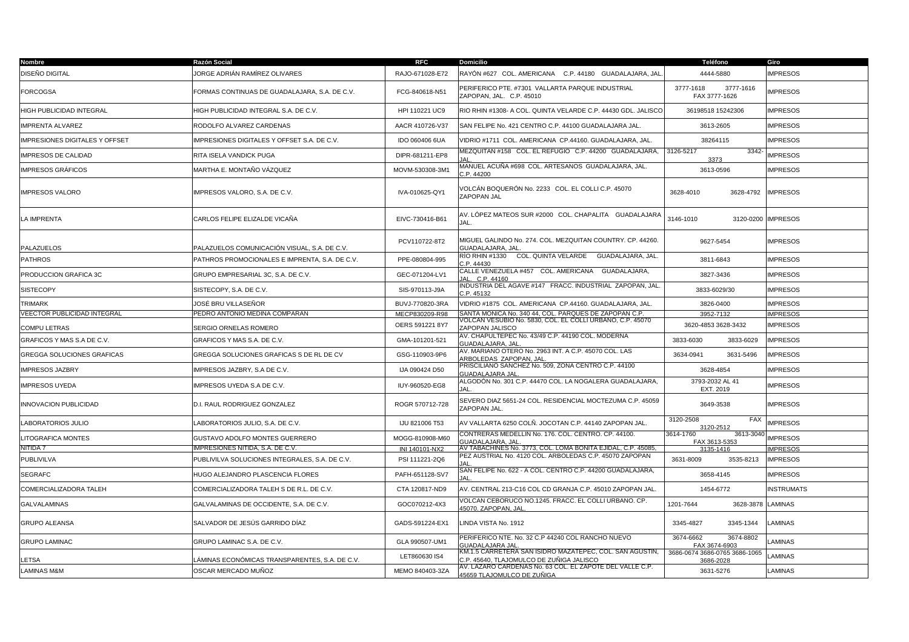| Nombre | Razón Social | RFC | Domicilio | Teléfono | Giro |
|---|---|---|---|---|---|
| DISEÑO DIGITAL | JORGE ADRIÁN RAMÍREZ OLIVARES | RAJO-671028-E72 | RAYÓN #627 COL. AMERICANA C.P. 44180 GUADALAJARA, JAL. | 4444-5880 | IMPRESOS |
| FORCOGSA | FORMAS CONTINUAS DE GUADALAJARA, S.A. DE C.V. | FCG-840618-N51 | PERIFERICO PTE. #7301 VALLARTA PARQUE INDUSTRIAL ZAPOPAN, JAL. C.P. 45010 | 3777-1618 3777-1616 FAX 3777-1626 | IMPRESOS |
| HIGH PUBLICIDAD INTEGRAL | HIGH PUBLICIDAD INTEGRAL S.A. DE C.V. | HPI 110221 UC9 | RIO RHIN #1308- A COL. QUINTA VELARDE C.P. 44430 GDL. JALISCO | 36198518 15242306 | IMPRESOS |
| IMPRENTA ALVAREZ | RODOLFO ALVAREZ CARDENAS | AACR 410726-V37 | SAN FELIPE No. 421 CENTRO C.P. 44100 GUADALAJARA JAL. | 3613-2605 | IMPRESOS |
| IMPRESIONES DIGITALES Y OFFSET | IMPRESIONES DIGITALES Y OFFSET S.A. DE C.V. | IDO 060406 6UA | VIDRIO #1711 COL. AMERICANA CP.44160. GUADALAJARA, JAL. | 38264115 | IMPRESOS |
| IMPRESOS DE CALIDAD | RITA ISELA VANDICK PUGA | DIPR-681211-EP8 | MEZQUITAN #158 COL. EL REFUGIO C.P. 44200 GUADALAJARA, JAL. | 3126-5217 3342-3373 | IMPRESOS |
| IMPRESOS GRÁFICOS | MARTHA E. MONTAÑO VÁZQUEZ | MOVM-530308-3M1 | MANUEL ACUÑA #698 COL. ARTESANOS GUADALAJARA, JAL. C.P. 44200 | 3613-0596 | IMPRESOS |
| IMPRESOS VALORO | IMPRESOS VALORO, S.A. DE C.V. | IVA-010625-QY1 | VOLCÁN BOQUERÓN No. 2233 COL. EL COLLI C.P. 45070 ZAPOPAN JAL | 3628-4010 3628-4792 | IMPRESOS |
| LA IMPRENTA | CARLOS FELIPE ELIZALDE VICAÑA | EIVC-730416-B61 | AV. LÓPEZ MATEOS SUR #2000 COL. CHAPALITA GUADALAJARA JAL. | 3146-1010 3120-0200 | IMPRESOS |
| PALAZUELOS | PALAZUELOS COMUNICACIÓN VISUAL, S.A. DE C.V. | PCV110722-8T2 | MIGUEL GALINDO No. 274. COL. MEZQUITAN COUNTRY. CP. 44260. GUADALAJARA, JAL. | 9627-5454 | IMPRESOS |
| PATHROS | PATHROS PROMOCIONALES E IMPRENTA, S.A. DE C.V. | PPE-080804-995 | RÍO RHIN #1330 COL. QUINTA VELARDE GUADALAJARA, JAL. C.P. 44430 | 3811-6843 | IMPRESOS |
| PRODUCCION GRAFICA 3C | GRUPO EMPRESARIAL 3C, S.A. DE C.V. | GEC-071204-LV1 | CALLE VENEZUELA #457 COL. AMERICANA GUADALAJARA, JAL. C.P. 44160 | 3827-3436 | IMPRESOS |
| SISTECOPY | SISTECOPY, S.A. DE C.V. | SIS-970113-J9A | INDUSTRIA DEL AGAVE #147 FRACC. INDUSTRIAL ZAPOPAN, JAL. C.P. 45132 | 3833-6029/30 | IMPRESOS |
| TRIMARK | JOSÉ BRU VILLASEÑOR | BUVJ-770820-3RA | VIDRIO #1875 COL. AMERICANA CP.44160. GUADALAJARA, JAL. | 3826-0400 | IMPRESOS |
| VEECTOR PUBLICIDAD INTEGRAL | PEDRO ANTONIO MEDINA COMPARAN | MECP830209-R98 | SANTA MONICA No. 340 44, COL. PARQUES DE ZAPOPAN C.P. | 3952-7132 | IMPRESOS |
| COMPU LETRAS | SERGIO ORNELAS ROMERO | OERS 591221 8Y7 | VOLCAN VESUBIO No. 5830, COL. EL COLLI URBANO, C.P. 45070 ZAPOPAN JALISCO | 3620-4853 3628-3432 | IMPRESOS |
| GRAFICOS Y MAS S.A DE C.V. | GRAFICOS Y MAS S.A. DE C.V. | GMA-101201-521 | AV. CHAPULTEPEC No. 43/49 C.P. 44190 COL. MODERNA GUADALAJARA, JAL. | 3833-6030 3833-6029 | IMPRESOS |
| GREGGA SOLUCIONES GRAFICAS | GREGGA SOLUCIONES GRAFICAS S DE RL DE CV | GSG-110903-9P6 | AV. MARIANO OTERO No. 2963 INT. A C.P. 45070 COL. LAS ARBOLEDAS ZAPOPAN, JAL. | 3634-0941 3631-5496 | IMPRESOS |
| IMPRESOS JAZBRY | IMPRESOS JAZBRY, S.A DE C.V. | IJA 090424 D50 | PRISCILIANO SANCHEZ No. 509, ZONA CENTRO C.P. 44100 GUADALAJARA JAL. | 3628-4854 | IMPRESOS |
| IMPRESOS UYEDA | IMPRESOS UYEDA S.A DE C.V. | IUY-960520-EG8 | ALGODÓN No. 301 C.P. 44470 COL. LA NOGALERA GUADALAJARA, JAL. | 3793-2032 AL 41 EXT. 2019 | IMPRESOS |
| INNOVACION PUBLICIDAD | D.I. RAUL RODRIGUEZ GONZALEZ | ROGR 570712-728 | SEVERO DIAZ 5651-24 COL. RESIDENCIAL MOCTEZUMA C.P. 45059 ZAPOPAN JAL. | 3649-3538 | IMPRESOS |
| LABORATORIOS JULIO | LABORATORIOS JULIO, S.A. DE C.V. | IJU 821006 T53 | AV VALLARTA 6250 COLÑ. JOCOTAN C.P. 44140 ZAPOPAN JAL. | 3120-2508 FAX 3120-2512 | IMPRESOS |
| LITOGRAFICA MONTES | GUSTAVO ADOLFO MONTES GUERRERO | MOGG-810908-M60 | CONTRERAS MEDELLIN No. 176. COL. CENTRO. CP. 44100. GUADALAJARA, JAL. | 3614-1760 3613-3040 FAX 3613-5353 | IMPRESOS |
| NITIDA 7 | IMPRESIONES NITIDA, S.A. DE C.V. | INI 140101-NX2 | AV TABACHINES No. 3773, COL. LOMA BONITA EJIDAL, C.P. 45085, | 3135-1416 | IMPRESOS |
| PUBLIVILVA | PUBLIVILVA SOLUCIONES INTEGRALES, S.A. DE C.V. | PSI 111221-2Q6 | PEZ AUSTRIAL No. 4120 COL. ARBOLEDAS C.P. 45070 ZAPOPAN JAL. | 3631-8009 3535-8213 | IMPRESOS |
| SEGRAFC | HUGO ALEJANDRO PLASCENCIA FLORES | PAFH-651128-SV7 | SAN FELIPE No. 622 - A COL. CENTRO C.P. 44200 GUADALAJARA, JAL. | 3658-4145 | IMPRESOS |
| COMERCIALIZADORA TALEH | COMERCIALIZADORA TALEH S DE R.L. DE C.V. | CTA 120817-ND9 | AV. CENTRAL 213-C16 COL CD GRANJA C.P. 45010 ZAPOPAN JAL. | 1454-6772 | INSTRUMATS |
| GALVALAMINAS | GALVALAMINAS DE OCCIDENTE, S.A. DE C.V. | GOC070212-4X3 | VOLCAN CEBORUCO NO.1245. FRACC. EL COLLI URBANO. CP. 45070. ZAPOPAN, JAL. | 1201-7644 3628-3878 | LAMINAS |
| GRUPO ALEANSA | SALVADOR DE JESÚS GARRIDO DÍAZ | GADS-591224-EX1 | LINDA VISTA No. 1912 | 3345-4827 3345-1344 | LAMINAS |
| GRUPO LAMINAC | GRUPO LAMINAC S.A. DE C.V. | GLA 990507-UM1 | PERIFERICO NTE. No. 32 C.P 44240 COL RANCHO NUEVO GUADALAJARA JAL. | 3674-6662 3674-8802 FAX 3674-6903 | LAMINAS |
| LETSA | LÁMINAS ECONÓMICAS TRANSPARENTES, S.A. DE C.V. | LET860630 IS4 | KM.1.5 CARRETERA SAN ISIDRO MAZATEPEC, COL. SAN AGUSTIN, C.P. 45640, TLAJOMULCO DE ZUÑIGA JALISCO | 3686-0674 3686-0765 3686-1065 3686-2028 | LAMINAS |
| LAMINAS M&M | OSCAR MERCADO MUÑOZ | MEMO 840403-3ZA | AV. LAZARO CARDENAS No. 63 COL. EL ZAPOTE DEL VALLE C.P. 45659 TLAJOMULCO DE ZUÑIGA | 3631-5276 | LAMINAS |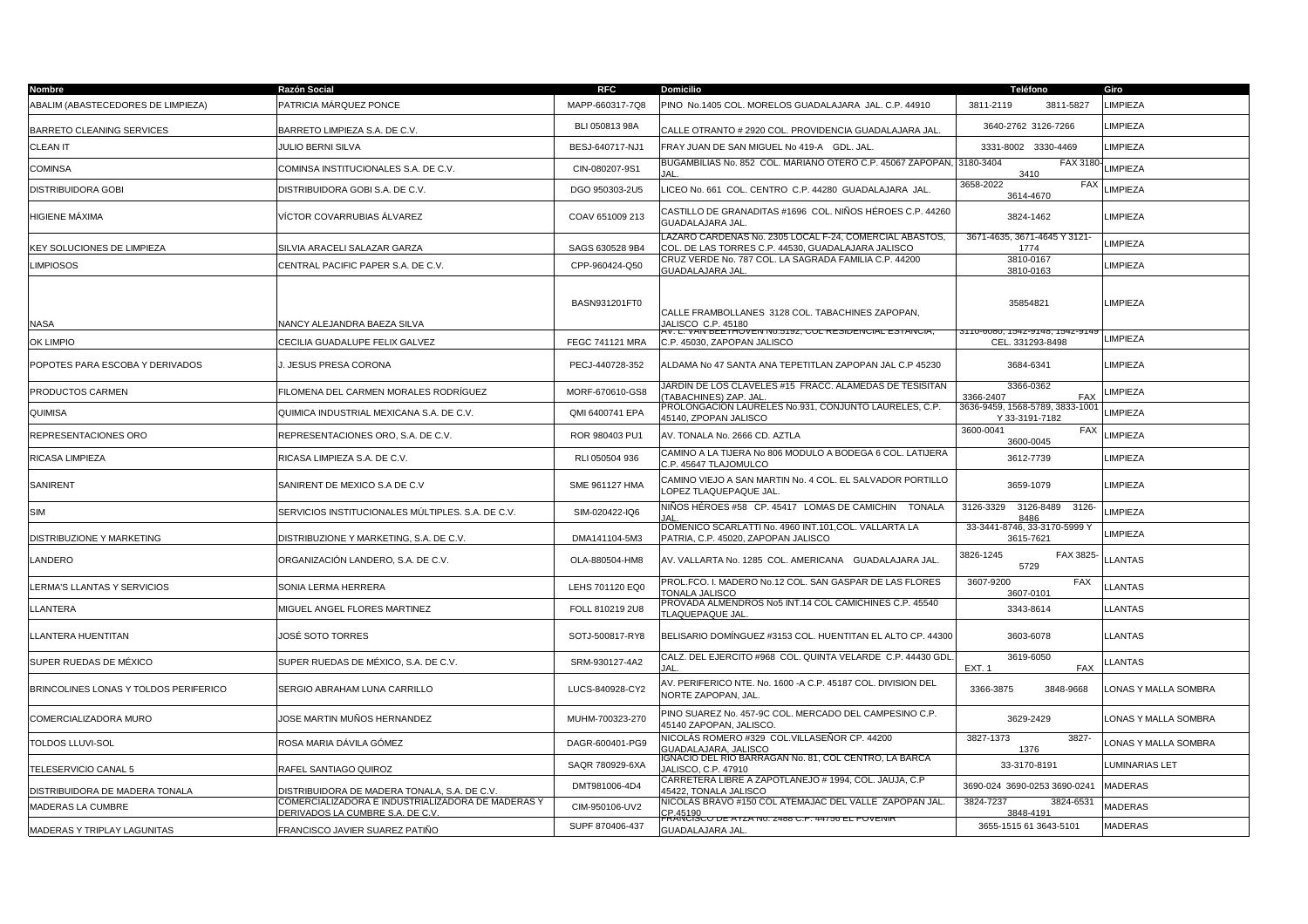| Nombre | Razón Social | RFC | Domicilio | Teléfono | Giro |
|---|---|---|---|---|---|
| ABALIM (ABASTECEDORES DE LIMPIEZA) | PATRICIA MÁRQUEZ PONCE | MAPP-660317-7Q8 | PINO No.1405 COL. MORELOS GUADALAJARA JAL. C.P. 44910 | 3811-2119 3811-5827 | LIMPIEZA |
| BARRETO CLEANING SERVICES | BARRETO LIMPIEZA S.A. DE C.V. | BLI 050813 98A | CALLE OTRANTO # 2920 COL. PROVIDENCIA GUADALAJARA JAL. | 3640-2762 3126-7266 | LIMPIEZA |
| CLEAN IT | JULIO BERNI SILVA | BESJ-640717-NJ1 | FRAY JUAN DE SAN MIGUEL No 419-A GDL. JAL. | 3331-8002 3330-4469 | LIMPIEZA |
| COMINSA | COMINSA INSTITUCIONALES S.A. DE C.V. | CIN-080207-9S1 | BUGAMBILIAS No. 852 COL. MARIANO OTERO C.P. 45067 ZAPOPAN, JAL. | 3180-3404 FAX 3180-3410 | LIMPIEZA |
| DISTRIBUIDORA GOBI | DISTRIBUIDORA GOBI S.A. DE C.V. | DGO 950303-2U5 | LICEO No. 661 COL. CENTRO C.P. 44280 GUADALAJARA JAL. | 3658-2022 FAX 3614-4670 | LIMPIEZA |
| HIGIENE MÁXIMA | VÍCTOR COVARRUBIAS ÁLVAREZ | COAV 651009 213 | CASTILLO DE GRANADITAS #1696 COL. NIÑOS HÉROES C.P. 44260 GUADALAJARA JAL. | 3824-1462 | LIMPIEZA |
| KEY SOLUCIONES DE LIMPIEZA | SILVIA ARACELI SALAZAR GARZA | SAGS 630528 9B4 | LAZARO CARDENAS No. 2305 LOCAL F-24, COMERCIAL ABASTOS, COL. DE LAS TORRES C.P. 44530, GUADALAJARA JALISCO | 3671-4635, 3671-4645 Y 3121-1774 | LIMPIEZA |
| LIMPIOSOS | CENTRAL PACIFIC PAPER S.A. DE C.V. | CPP-960424-Q50 | CRUZ VERDE No. 787 COL. LA SAGRADA FAMILIA C.P. 44200 GUADALAJARA JAL. | 3810-0167 3810-0163 | LIMPIEZA |
| NASA | NANCY ALEJANDRA BAEZA SILVA | BASN931201FT0 | CALLE FRAMBOLLANES 3128 COL. TABACHINES ZAPOPAN, JALISCO C.P. 45180 | 35854821 | LIMPIEZA |
| OK LIMPIO | CECILIA GUADALUPE FELIX GALVEZ | FEGC 741121 MRA | AV. L. VAN BEETHOVEN No.5192, COL RESIDENCIAL ESTANCIA, C.P. 45030, ZAPOPAN JALISCO | 3110-6080, 1542-9148, 1542-9149 CEL. 331293-8498 | LIMPIEZA |
| POPOTES PARA ESCOBA Y DERIVADOS | J. JESUS PRESA CORONA | PECJ-440728-352 | ALDAMA No 47 SANTA ANA TEPETITLAN ZAPOPAN JAL C.P 45230 | 3684-6341 | LIMPIEZA |
| PRODUCTOS CARMEN | FILOMENA DEL CARMEN MORALES RODRÍGUEZ | MORF-670610-GS8 | JARDIN DE LOS CLAVELES #15 FRACC. ALAMEDAS DE TESISITAN (TABACHINES) ZAP. JAL. | 3366-0362 3366-2407 FAX | LIMPIEZA |
| QUIMISA | QUIMICA INDUSTRIAL MEXICANA S.A. DE C.V. | QMI 6400741 EPA | PROLONGACION LAURELES No.931, CONJUNTO LAURELES, C.P. 45140, ZPOPAN JALISCO | 3636-9459, 1568-5789, 3833-1001 Y 33-3191-7182 | LIMPIEZA |
| REPRESENTACIONES ORO | REPRESENTACIONES ORO, S.A. DE C.V. | ROR 980403 PU1 | AV. TONALA No. 2666 CD. AZTLA | 3600-0041 FAX 3600-0045 | LIMPIEZA |
| RICASA LIMPIEZA | RICASA LIMPIEZA S.A. DE C.V. | RLI 050504 936 | CAMINO A LA TIJERA No 806 MODULO A BODEGA 6 COL. LATIJERA C.P. 45647 TLAJOMULCO | 3612-7739 | LIMPIEZA |
| SANIRENT | SANIRENT DE MEXICO S.A DE C.V | SME 961127 HMA | CAMINO VIEJO A SAN MARTIN No. 4 COL. EL SALVADOR PORTILLO LOPEZ TLAQUEPAQUE JAL. | 3659-1079 | LIMPIEZA |
| SIM | SERVICIOS INSTITUCIONALES MÚLTIPLES. S.A. DE C.V. | SIM-020422-IQ6 | NIÑOS HÉROES #58 CP. 45417 LOMAS DE CAMICHIN TONALA JAL. | 3126-3329 3126-8489 3126-8486 | LIMPIEZA |
| DISTRIBUZIONE Y MARKETING | DISTRIBUZIONE Y MARKETING, S.A. DE C.V. | DMA141104-5M3 | DOMENICO SCARLATTI No. 4960 INT.101,COL. VALLARTA LA PATRIA, C.P. 45020, ZAPOPAN JALISCO | 33-3441-8746, 33-3170-5999 Y 3615-7621 | LIMPIEZA |
| LANDERO | ORGANIZACIÓN LANDERO, S.A. DE C.V. | OLA-880504-HM8 | AV. VALLARTA No. 1285 COL. AMERICANA GUADALAJARA JAL. | 3826-1245 FAX 3825-5729 | LLANTAS |
| LERMA'S LLANTAS Y SERVICIOS | SONIA LERMA HERRERA | LEHS 701120 EQ0 | PROL.FCO. I. MADERO No.12 COL. SAN GASPAR DE LAS FLORES TONALA JALISCO | 3607-9200 FAX 3607-0101 | LLANTAS |
| LLANTERA | MIGUEL ANGEL FLORES MARTINEZ | FOLL 810219 2U8 | PROVADA ALMENDROS No5 INT.14 COL CAMICHINES C.P. 45540 TLAQUEPAQUE JAL. | 3343-8614 | LLANTAS |
| LLANTERA HUENTITAN | JOSÉ SOTO TORRES | SOTJ-500817-RY8 | BELISARIO DOMÍNGUEZ #3153 COL. HUENTITAN EL ALTO CP. 44300 | 3603-6078 | LLANTAS |
| SUPER RUEDAS DE MÉXICO | SUPER RUEDAS DE MÉXICO, S.A. DE C.V. | SRM-930127-4A2 | CALZ. DEL EJERCITO #968 COL. QUINTA VELARDE C.P. 44430 GDL. JAL. | 3619-6050 EXT. 1 FAX | LLANTAS |
| BRINCOLINES LONAS Y TOLDOS PERIFERICO | SERGIO ABRAHAM LUNA CARRILLO | LUCS-840928-CY2 | AV. PERIFERICO NTE. No. 1600 -A C.P. 45187 COL. DIVISION DEL NORTE ZAPOPAN, JAL. | 3366-3875 3848-9668 | LONAS Y MALLA SOMBRA |
| COMERCIALIZADORA MURO | JOSE MARTIN MUÑOS HERNANDEZ | MUHM-700323-270 | PINO SUAREZ No. 457-9C COL. MERCADO DEL CAMPESINO C.P. 45140 ZAPOPAN, JALISCO. | 3629-2429 | LONAS Y MALLA SOMBRA |
| TOLDOS LLUVI-SOL | ROSA MARIA DÁVILA GÓMEZ | DAGR-600401-PG9 | NICOLÁS ROMERO #329 COL.VILLASEÑOR CP. 44200 GUADALAJARA, JALISCO | 3827-1373 3827-1376 | LONAS Y MALLA SOMBRA |
| TELESERVICIO CANAL 5 | RAFEL SANTIAGO QUIROZ | SAQR 780929-6XA | IGNACIO DEL RIO BARRAGAN No. 81, COL CENTRO, LA BARCA JALISCO, C.P. 47910 | 33-3170-8191 | LUMINARIAS LET |
| DISTRIBUIDORA DE MADERA TONALA | DISTRIBUIDORA DE MADERA TONALA, S.A. DE C.V. | DMT981006-4D4 | CARRETERA LIBRE A ZAPOTLANEJO # 1994, COL. JAUJA, C.P 45422, TONALA JALISCO | 3690-024 3690-0253 3690-0241 | MADERAS |
| MADERAS LA CUMBRE | COMERCIALIZADORA E INDUSTRIALIZADORA DE MADERAS Y DERIVADOS LA CUMBRE S.A. DE C.V. | CIM-950106-UV2 | NICOLAS BRAVO #150 COL ATEMAJAC DEL VALLE ZAPOPAN JAL. CP.45190 | 3824-7237 3824-6531 3848-4191 | MADERAS |
| MADERAS Y TRIPLAY LAGUNITAS | FRANCISCO JAVIER SUAREZ PATIÑO | SUPF 870406-437 | FRANCISCO DE AYZA No. 2488 C.P. 44730 EL POVENIR GUADALAJARA JAL. | 3655-1515 61 3643-5101 | MADERAS |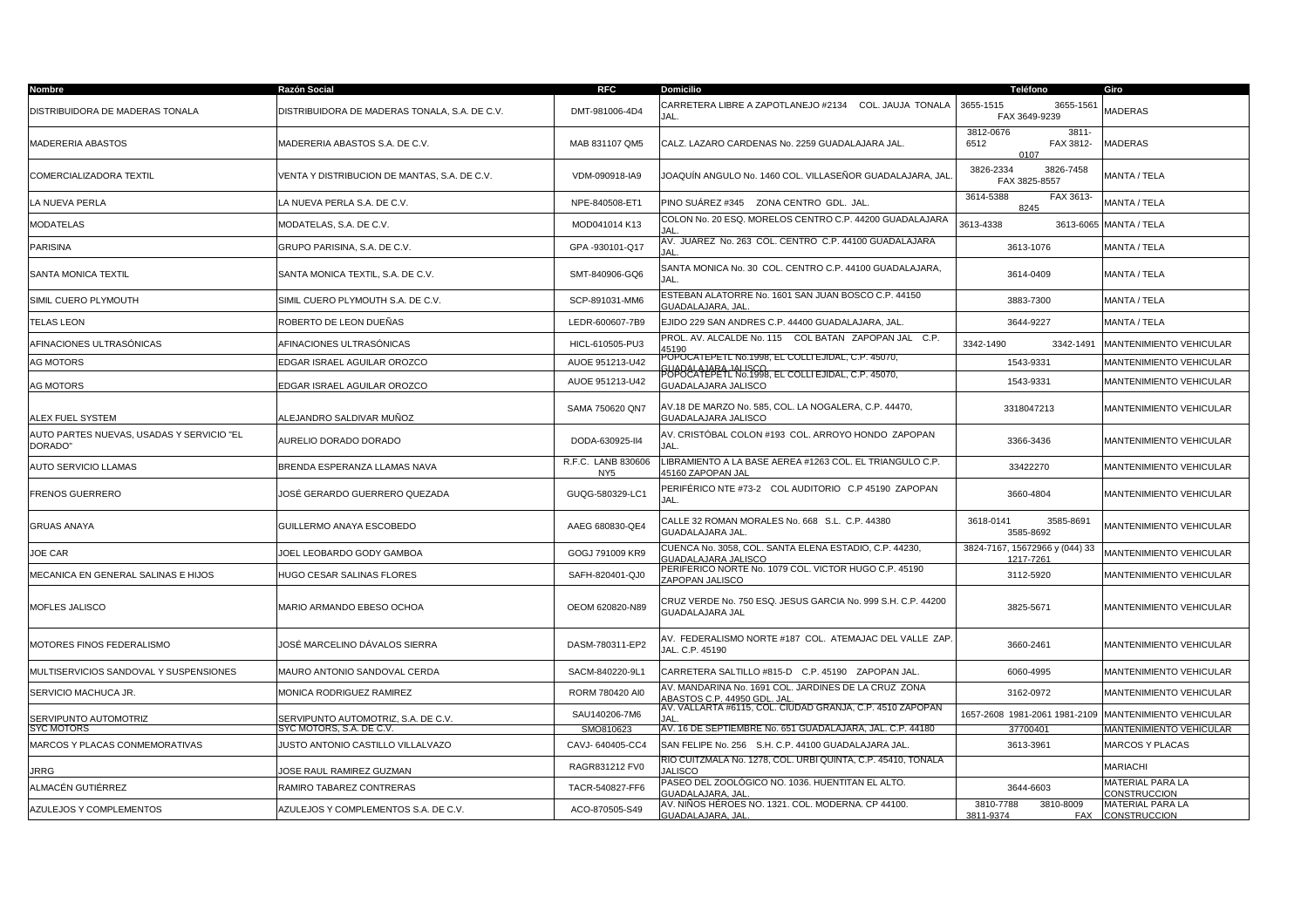| Nombre | Razón Social | RFC | Domicilio | Teléfono | Giro |
|---|---|---|---|---|---|
| DISTRIBUIDORA DE MADERAS TONALA | DISTRIBUIDORA DE MADERAS TONALA, S.A. DE C.V. | DMT-981006-4D4 | CARRETERA LIBRE A ZAPOTLANEJO #2134 COL. JAUJA TONALA JAL. | 3655-1515 3655-1561 FAX 3649-9239 | MADERAS |
| MADERERIA ABASTOS | MADERERIA ABASTOS S.A. DE C.V. | MAB 831107 QM5 | CALZ. LAZARO CARDENAS No. 2259 GUADALAJARA JAL. | 3812-0676 3811-6512 FAX 3812-0107 | MADERAS |
| COMERCIALIZADORA TEXTIL | VENTA Y DISTRIBUCION DE MANTAS, S.A. DE C.V. | VDM-090918-IA9 | JOAQUÍN ANGULO No. 1460 COL. VILLASEÑOR GUADALAJARA, JAL. | 3826-2334 3826-7458 FAX 3825-8557 | MANTA / TELA |
| LA NUEVA PERLA | LA NUEVA PERLA S.A. DE C.V. | NPE-840508-ET1 | PINO SUÁREZ #345 ZONA CENTRO GDL. JAL. | 3614-5388 FAX 3613-8245 | MANTA / TELA |
| MODATELAS | MODATELAS, S.A. DE C.V. | MOD041014 K13 | COLON No. 20 ESQ. MORELOS CENTRO C.P. 44200 GUADALAJARA JAL. | 3613-4338 3613-6065 | MANTA / TELA |
| PARISINA | GRUPO PARISINA, S.A. DE C.V. | GPA -930101-Q17 | AV. JUAREZ No. 263 COL. CENTRO C.P. 44100 GUADALAJARA JAL. | 3613-1076 | MANTA / TELA |
| SANTA MONICA TEXTIL | SANTA MONICA TEXTIL, S.A. DE C.V. | SMT-840906-GQ6 | SANTA MONICA No. 30 COL. CENTRO C.P. 44100 GUADALAJARA, JAL. | 3614-0409 | MANTA / TELA |
| SIMIL CUERO PLYMOUTH | SIMIL CUERO PLYMOUTH S.A. DE C.V. | SCP-891031-MM6 | ESTEBAN ALATORRE No. 1601 SAN JUAN BOSCO C.P. 44150 GUADALAJARA, JAL. | 3883-7300 | MANTA / TELA |
| TELAS LEON | ROBERTO DE LEON DUEÑAS | LEDR-600607-7B9 | EJIDO 229 SAN ANDRES C.P. 44400 GUADALAJARA, JAL. | 3644-9227 | MANTA / TELA |
| AFINACIONES ULTRASÓNICAS | AFINACIONES ULTRASÓNICAS | HICL-610505-PU3 | PROL. AV. ALCALDE No. 115 COL BATAN ZAPOPAN JAL C.P. 45190 | 3342-1490 3342-1491 | MANTENIMIENTO VEHICULAR |
| AG MOTORS | EDGAR ISRAEL AGUILAR OROZCO | AUOE 951213-U42 | POPOCATEPETL No.1998, EL COLLI EJIDAL, C.P. 45070, GUADALAJARA JALISCO | 1543-9331 | MANTENIMIENTO VEHICULAR |
| AG MOTORS | EDGAR ISRAEL AGUILAR OROZCO | AUOE 951213-U42 | POPOCATEPETL No.1998, EL COLLI EJIDAL, C.P. 45070, GUADALAJARA JALISCO | 1543-9331 | MANTENIMIENTO VEHICULAR |
| ALEX FUEL SYSTEM | ALEJANDRO SALDIVAR MUÑOZ | SAMA 750620 QN7 | AV.18 DE MARZO No. 585, COL. LA NOGALERA, C.P. 44470, GUADALAJARA JALISCO | 3318047213 | MANTENIMIENTO VEHICULAR |
| AUTO PARTES NUEVAS, USADAS Y SERVICIO "EL DORADO" | AURELIO DORADO DORADO | DODA-630925-II4 | AV. CRISTÓBAL COLON #193 COL. ARROYO HONDO ZAPOPAN JAL. | 3366-3436 | MANTENIMIENTO VEHICULAR |
| AUTO SERVICIO LLAMAS | BRENDA ESPERANZA LLAMAS NAVA | R.F.C. LANB 830606 NY5 | LIBRAMIENTO A LA BASE AEREA #1263 COL. EL TRIANGULO C.P. 45160 ZAPOPAN JAL | 33422270 | MANTENIMIENTO VEHICULAR |
| FRENOS GUERRERO | JOSÉ GERARDO GUERRERO QUEZADA | GUQG-580329-LC1 | PERIFÉRICO NTE #73-2 COL AUDITORIO C.P 45190 ZAPOPAN JAL. | 3660-4804 | MANTENIMIENTO VEHICULAR |
| GRUAS ANAYA | GUILLERMO ANAYA ESCOBEDO | AAEG 680830-QE4 | CALLE 32 ROMAN MORALES No. 668 S.L. C.P. 44380 GUADALAJARA JAL. | 3618-0141 3585-8691 3585-8692 | MANTENIMIENTO VEHICULAR |
| JOE CAR | JOEL LEOBARDO GODY GAMBOA | GOGJ 791009 KR9 | CUENCA No. 3058, COL. SANTA ELENA ESTADIO, C.P. 44230, GUADALAJARA JALISCO | 3824-7167, 15672966 y (044) 33 1217-7261 | MANTENIMIENTO VEHICULAR |
| MECANICA EN GENERAL SALINAS E HIJOS | HUGO CESAR SALINAS FLORES | SAFH-820401-QJ0 | PERIFERICO NORTE No. 1079 COL. VICTOR HUGO C.P. 45190 ZAPOPAN JALISCO | 3112-5920 | MANTENIMIENTO VEHICULAR |
| MOFLES JALISCO | MARIO ARMANDO EBESO OCHOA | OEOM 620820-N89 | CRUZ VERDE No. 750 ESQ. JESUS GARCIA No. 999 S.H. C.P. 44200 GUADALAJARA JAL | 3825-5671 | MANTENIMIENTO VEHICULAR |
| MOTORES FINOS FEDERALISMO | JOSÉ MARCELINO DÁVALOS SIERRA | DASM-780311-EP2 | AV. FEDERALISMO NORTE #187 COL. ATEMAJAC DEL VALLE ZAP. JAL. C.P. 45190 | 3660-2461 | MANTENIMIENTO VEHICULAR |
| MULTISERVICIOS SANDOVAL Y SUSPENSIONES | MAURO ANTONIO SANDOVAL CERDA | SACM-840220-9L1 | CARRETERA SALTILLO #815-D C.P. 45190 ZAPOPAN JAL. | 6060-4995 | MANTENIMIENTO VEHICULAR |
| SERVICIO MACHUCA JR. | MONICA RODRIGUEZ RAMIREZ | RORM 780420 AI0 | AV. MANDARINA No. 1691 COL. JARDINES DE LA CRUZ ZONA ABASTOS C.P. 44950 GDL. JAL. | 3162-0972 | MANTENIMIENTO VEHICULAR |
| SERVIPUNTO AUTOMOTRIZ | SERVIPUNTO AUTOMOTRIZ, S.A. DE C.V. | SAU140206-7M6 | AV. VALLARTA #6115, COL. CIUDAD GRANJA, C.P. 4510 ZAPOPAN JAL. | 1657-2608 1981-2061 1981-2109 | MANTENIMIENTO VEHICULAR |
| SYC MOTORS | SYC MOTORS, S.A. DE C.V. | SMO810623 | AV. 16 DE SEPTIEMBRE No. 651 GUADALAJARA, JAL. C.P. 44180 | 37700401 | MANTENIMIENTO VEHICULAR |
| MARCOS Y PLACAS CONMEMORATIVAS | JUSTO ANTONIO CASTILLO VILLALVAZO | CAVJ- 640405-CC4 | SAN FELIPE No. 256 S.H. C.P. 44100 GUADALAJARA JAL. | 3613-3961 | MARCOS Y PLACAS |
| JRRG | JOSE RAUL RAMIREZ GUZMAN | RAGR831212 FV0 | RIO CUITZMALA No. 1278, COL. URBI QUINTA, C.P. 45410, TONALA JALISCO | | MARIACHI |
| ALMACÉN GUTIÉRREZ | RAMIRO TABAREZ CONTRERAS | TACR-540827-FF6 | PASEO DEL ZOOLÓGICO NO. 1036. HUENTITAN EL ALTO. GUADALAJARA, JAL. | 3644-6603 | MATERIAL PARA LA CONSTRUCCION |
| AZULEJOS Y COMPLEMENTOS | AZULEJOS Y COMPLEMENTOS S.A. DE C.V. | ACO-870505-S49 | AV. NIÑOS HÉROES NO. 1321. COL. MODERNA. CP 44100. GUADALAJARA, JAL. | 3810-7788 3810-8009 3811-9374 FAX | MATERIAL PARA LA CONSTRUCCION |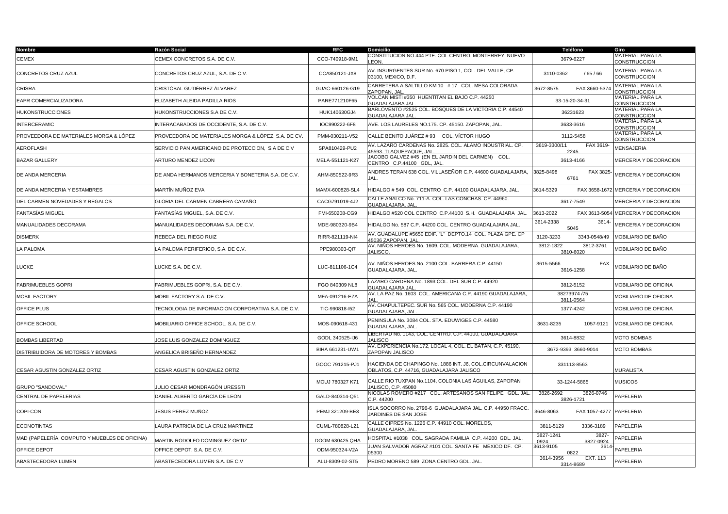| Nombre | Razón Social | RFC | Domicilio | Teléfono | Giro |
|---|---|---|---|---|---|
| CEMEX | CEMEX CONCRETOS S.A. DE C.V. | CCO-740918-9M1 | CONSTITUCION NO.444 PTE. COL CENTRO. MONTERREY, NUEVO LEON. | 3679-6227 | MATERIAL PARA LA CONSTRUCCION |
| CONCRETOS CRUZ AZUL | CONCRETOS CRUZ AZUL, S.A. DE C.V. | CCA850121-JX8 | AV. INSURGENTES SUR No. 670 PISO 1, COL. DEL VALLE, CP. 03100, MEXICO, D.F. | 3110-0362 / 65 / 66 | MATERIAL PARA LA CONSTRUCCION |
| CRISRA | CRISTÓBAL GUTIÉRREZ ÁLVAREZ | GUAC-660126-G19 | CARRETERA A SALTILLO KM 10 # 17 COL. MESA COLORADA ZAPOPAN, JAL. | 3672-8575 FAX 3660-5374 | MATERIAL PARA LA CONSTRUCCION |
| EAPR COMERCIALIZADORA | ELIZABETH ALEIDA PADILLA RIOS | PARE771210F65 | VOLCAN MISTI #350 HUENTITAN EL BAJO C.P. 44250 GUADALAJARA JAL. | 33-15-20-34-31 | MATERIAL PARA LA CONSTRUCCION |
| HUKONSTRUCCIONES | HUKONSTRUCCIONES S.A DE C.V. | HUK140630GJ4 | BARLOVENTO #2525 COL. BOSQUES DE LA VICTORIA C.P. 44540 GUADALAJARA JAL. | 36231623 | MATERIAL PARA LA CONSTRUCCION |
| INTERCERAMIC | INTERACABADOS DE OCCIDENTE, S.A. DE C.V. | IOC990222-6F8 | AVE. LOS LAURELES NO.175. CP. 45150. ZAPOPAN, JAL. | 3633-3616 | MATERIAL PARA LA CONSTRUCCION |
| PROVEEDORA DE MATERIALES MORGA & LÓPEZ | PROVEEDORA DE MATERIALES MORGA & LÓPEZ, S.A. DE CV. | PMM-030211-V52 | CALLE BENITO JUÁREZ # 93 COL. VÍCTOR HUGO | 3112-5458 | MATERIAL PARA LA CONSTRUCCION |
| AEROFLASH | SERVICIO PAN AMERICANO DE PROTECCION, S.A DE C.V | SPA810429-PU2 | AV. LAZARO CARDENAS No. 2825. COL. ALAMO INDUSTRIAL. CP. 45593. TLAQUEPAQUE, JAL. | 3619-3300/11 FAX 3619-2245 | MENSAJERIA |
| BAZAR GALLERY | ARTURO MENDEZ LICON | MELA-551121-K27 | JACOBO GALVEZ #45 (EN EL JARDIN DEL CARMEN) COL. CENTRO C.P.44100 GDL, JAL. | 3613-4166 | MERCERIA Y DECORACION |
| DE ANDA MERCERIA | DE ANDA HERMANOS MERCERIA Y BONETERIA S.A. DE C.V. | AHM-850522-9R3 | ANDRES TERAN 638 COL. VILLASEÑOR C.P. 44600 GUADALAJARA, JAL. | 3825-8498 FAX 3825-6761 | MERCERIA Y DECORACION |
| DE ANDA MERCERIA Y ESTAMBRES | MARTÍN MUÑOZ EVA | MAMX-600828-SL4 | HIDALGO # 549 COL. CENTRO C.P. 44100 GUADALAJARA, JAL. | 3614-5329 FAX 3658-1672 | MERCERIA Y DECORACION |
| DEL CARMEN NOVEDADES Y REGALOS | GLORIA DEL CARMEN CABRERA CAMAÑO | CACG791019-4J2 | CALLE ANALCO No. 711-A. COL. LAS CONCHAS. CP. 44960. GUADALAJARA, JAL. | 3617-7549 | MERCERIA Y DECORACION |
| FANTASÍAS MIGUEL | FANTASÍAS MIGUEL, S.A. DE C.V. | FMI-650208-CG9 | HIDALGO #520 COL CENTRO C.P.44100 S.H. GUADALAJARA JAL. | 3613-2022 FAX 3613-5054 | MERCERIA Y DECORACION |
| MANUALIDADES DECORAMA | MANUALIDADES DECORAMA S.A. DE C.V. | MDE-980320-9B4 | HIDALGO No. 587 C.P. 44200 COL. CENTRO GUADALAJARA JAL. | 3614-2338 3614-5045 | MERCERIA Y DECORACION |
| DISMERK | REBECA DEL RIEGO RUIZ | RIRR-821119-NI4 | AV. GUADALUPE #5650 EDIF. "L" DEPTO.14 COL. PLAZA GPE. CP 45036 ZAPOPAN, JAL. | 3120-3233 3343-0548/49 | MOBILIARIO DE BAÑO |
| LA PALOMA | LA PALOMA PERIFERICO, S.A. DE C.V. | PPE980303-QI7 | AV. NIÑOS HEROES No. 1609. COL. MODERNA. GUADALAJARA, JALISCO. | 3812-1822 3812-3761 3810-6020 | MOBILIARIO DE BAÑO |
| LUCKE | LUCKE S.A. DE C.V. | LUC-811106-1C4 | AV. NIÑOS HEROES No. 2100 COL. BARRERA C.P. 44150 GUADALAJARA, JAL. | 3615-5566 FAX 3616-1258 | MOBILIARIO DE BAÑO |
| FABRIMUEBLES GOPRI | FABRIMUEBLES GOPRI, S.A. DE C.V. | FGO 840309 NL8 | LAZARO CARDENA No. 1893 COL. DEL SUR C.P. 44920 GUADALAJARA JAL. | 3812-5152 | MOBILIARIO DE OFICINA |
| MOBIL FACTORY | MOBIL FACTORY S.A. DE C.V. | MFA-091216-EZA | AV. LA PAZ No. 1603 COL. AMERICANA C.P. 44190 GUADALAJARA, JAL. | 38273974 /75 3811-0564 | MOBILIARIO DE OFICINA |
| OFFICE PLUS | TECNOLOGIA DE INFORMACION CORPORATIVA S.A. DE C.V. | TIC-990818-I52 | AV. CHAPULTEPEC. SUR No. 565 COL. MODERNA C.P. 44190 GUADALAJARA, JAL. | 1377-4242 | MOBILIARIO DE OFICINA |
| OFFICE SCHOOL | MOBILIARIO OFFICE SCHOOL, S.A. DE C.V. | MOS-090618-431 | PENINSULA No. 3084 COL. STA. EDUWIGES C.P. 44580 GUADALAJARA, JAL. | 3631-8235 1057-9121 | MOBILIARIO DE OFICINA |
| BOMBAS LIBERTAD | JOSE LUIS GONZALEZ DOMINGUEZ | GODL 340525-IJ6 | LIBERTAD No. 1143, COL. CENTRO, C.P. 44100, GUADALAJARA JALISCO | 3614-8832 | MOTO BOMBAS |
| DISTRIBUIDORA DE MOTORES Y BOMBAS | ANGELICA BRISEÑO HERNANDEZ | BIHA 661231-UW1 | AV. EXPERIENCIA No.172, LOCAL 4, COL. EL BATAN, C.P. 45190, ZAPOPAN JALISCO | 3672-9393 3660-9014 | MOTO BOMBAS |
| CESAR AGUSTIN GONZALEZ ORTIZ | CESAR AGUSTIN GONZALEZ ORTIZ | GOOC 791215-PJ1 | HACIENDA DE CHAPINGO No. 1886 INT. J6, COL.CIRCUNVALACION OBLATOS, C.P. 44716, GUADALAJARA JALISCO | 331113-8563 | MURALISTA |
| GRUPO "SANDOVAL" | JULIO CESAR MONDRAGÓN URESSTI | MOUJ 780327 K71 | CALLE RIO TUXPAN No.1104, COLONIA LAS ÁGUILAS, ZAPOPAN JALISCO, C.P. 45080 | 33-1244-5865 | MUSICOS |
| CENTRAL DE PAPELERÍAS | DANIEL ALBERTO GARCÍA DE LEÓN | GALD-840314-Q51 | NICOLAS ROMERO #217 COL. ARTESANOS SAN FELIPE GDL. JAL. C.P. 44200 | 3826-2692 3826-0746 3826-1721 | PAPELERIA |
| COPI-CON | JESUS PEREZ MUÑOZ | PEMJ 321209-BE3 | ISLA SOCORRO No. 2796-6 GUADALAJARA JAL. C.P. 44950 FRACC. JARDINES DE SAN JOSE | 3646-8063 FAX 1057-4277 | PAPELERIA |
| ECONOTINTAS | LAURA PATRICIA DE LA CRUZ MARTINEZ | CUML-780828-L21 | CALLE CIPRES No. 1226 C.P. 44910 COL. MORELOS, GUADALAJARA, JAL. | 3811-5129 3336-3189 | PAPELERIA |
| MAD (PAPELERÍA, COMPUTO Y MUEBLES DE OFICINA) | MARTIN RODOLFO DOMINGUEZ ORTIZ | DOOM 630425 QHA | HOSPITAL #1038 COL. SAGRADA FAMILIA C.P. 44200 GDL. JAL. | 3827-1241 3827-0924 3827-0924 | PAPELERIA |
| OFFICE DEPOT | OFFICE DEPOT, S.A. DE C.V. | ODM-950324-V2A | JUAN SALVADOR AGRAZ #101 COL. SANTA FE MEXICO DF. CP. 05300 | 3613-9105 3614-0822 | PAPELERIA |
| ABASTECEDORA LUMEN | ABASTECEDORA LUMEN S.A. DE C.V | ALU-8309-02-ST5 | PEDRO MORENO 589 ZONA CENTRO GDL. JAL. | 3614-3956 EXT. 113 3314-8689 | PAPELERIA |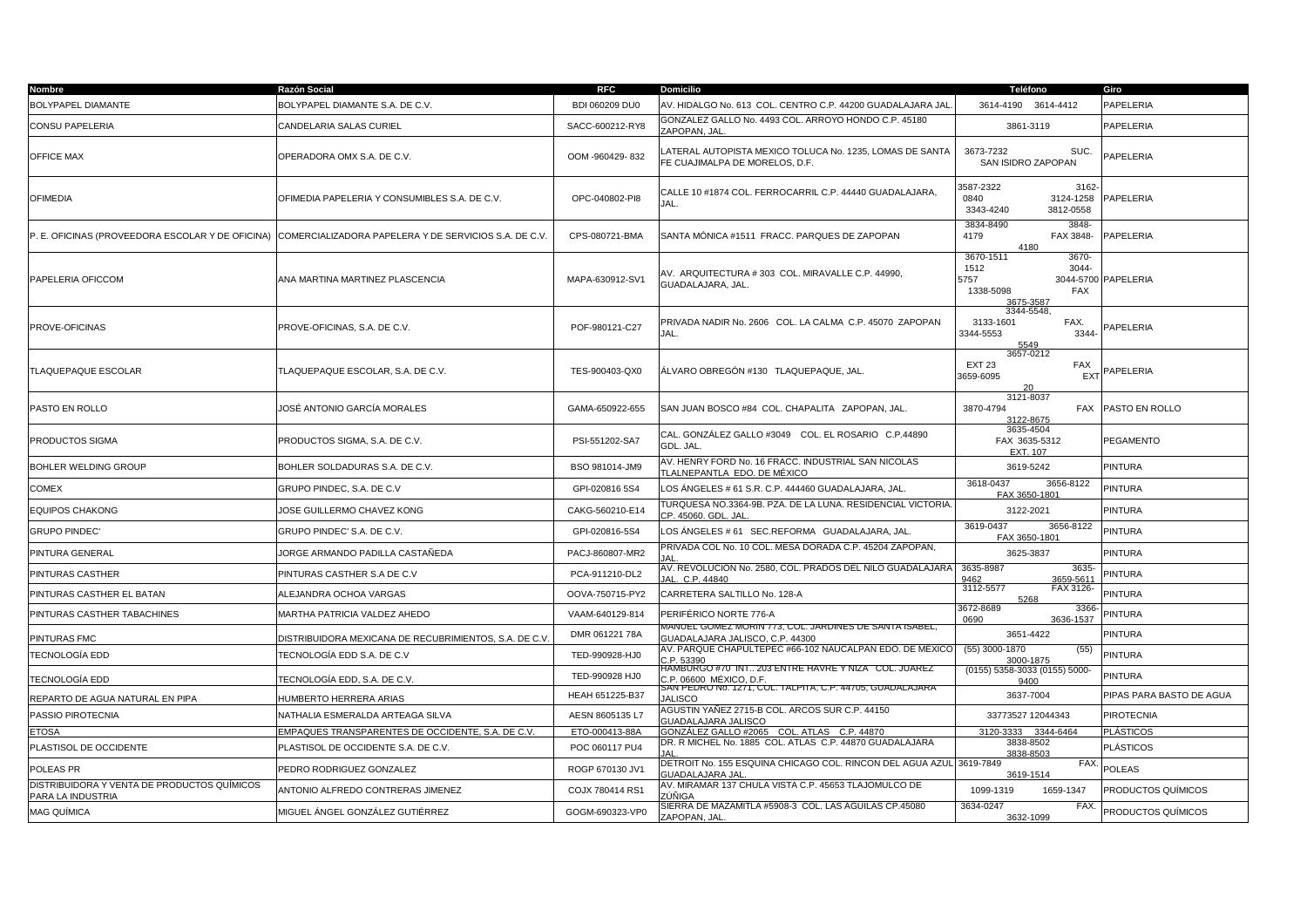| Nombre | Razón Social | RFC | Domicilio | Teléfono | Giro |
| --- | --- | --- | --- | --- | --- |
| BOLYPAPEL DIAMANTE | BOLYPAPEL DIAMANTE S.A. DE C.V. | BDI 060209 DU0 | AV. HIDALGO No. 613 COL. CENTRO C.P. 44200 GUADALAJARA JAL. | 3614-4190 3614-4412 | PAPELERIA |
| CONSU PAPELERIA | CANDELARIA SALAS CURIEL | SACC-600212-RY8 | GONZALEZ GALLO No. 4493 COL. ARROYO HONDO C.P. 45180 ZAPOPAN, JAL. | 3861-3119 | PAPELERIA |
| OFFICE MAX | OPERADORA OMX S.A. DE C.V. | OOM -960429- 832 | LATERAL AUTOPISTA MEXICO TOLUCA No. 1235, LOMAS DE SANTA FE CUAJIMALPA DE MORELOS, D.F. | 3673-7232 SUC. SAN ISIDRO ZAPOPAN | PAPELERIA |
| OFIMEDIA | OFIMEDIA PAPELERIA Y CONSUMIBLES S.A. DE C.V. | OPC-040802-PI8 | CALLE 10 #1874 COL. FERROCARRIL C.P. 44440 GUADALAJARA, JAL. | 3587-2322 3162-0840 3124-1258 3343-4240 3812-0558 | PAPELERIA |
| P. E. OFICINAS (PROVEEDORA ESCOLAR Y DE OFICINA) | COMERCIALIZADORA PAPELERA Y DE SERVICIOS S.A. DE C.V. | CPS-080721-BMA | SANTA MÓNICA #1511 FRACC. PARQUES DE ZAPOPAN | 3834-8490 3848-4179 FAX 3848-4180 | PAPELERIA |
| PAPELERIA OFICCOM | ANA MARTINA MARTINEZ PLASCENCIA | MAPA-630912-SV1 | AV. ARQUITECTURA # 303 COL. MIRAVALLE C.P. 44990, GUADALAJARA, JAL. | 3670-1511 3670-1512 3044-5757 3044-5700 1338-5098 FAX 3675-3587 | PAPELERIA |
| PROVE-OFICINAS | PROVE-OFICINAS, S.A. DE C.V. | POF-980121-C27 | PRIVADA NADIR No. 2606 COL. LA CALMA C.P. 45070 ZAPOPAN JAL. | 3344-5548, 3133-1601 FAX. 3344-5553 3344-5549 | PAPELERIA |
| TLAQUEPAQUE ESCOLAR | TLAQUEPAQUE ESCOLAR, S.A. DE C.V. | TES-900403-QX0 | ÁLVARO OBREGÓN #130 TLAQUEPAQUE, JAL. | 3657-0212 EXT 23 FAX 3659-6095 EXT 20 | PAPELERIA |
| PASTO EN ROLLO | JOSÉ ANTONIO GARCÍA MORALES | GAMA-650922-655 | SAN JUAN BOSCO #84 COL. CHAPALITA ZAPOPAN, JAL. | 3121-8037 3870-4794 FAX 3122-8675 | PASTO EN ROLLO |
| PRODUCTOS SIGMA | PRODUCTOS SIGMA, S.A. DE C.V. | PSI-551202-SA7 | CAL. GONZÁLEZ GALLO #3049 COL. EL ROSARIO C.P.44890 GDL. JAL. | 3635-4504 FAX 3635-5312 EXT. 107 | PEGAMENTO |
| BOHLER WELDING GROUP | BOHLER SOLDADURAS S.A. DE C.V. | BSO 981014-JM9 | AV. HENRY FORD No. 16 FRACC. INDUSTRIAL SAN NICOLAS TLALNEPANTLA EDO. DE MÉXICO | 3619-5242 | PINTURA |
| COMEX | GRUPO PINDEC, S.A. DE C.V | GPI-020816 5S4 | LOS ÁNGELES # 61 S.R. C.P. 444460 GUADALAJARA, JAL. | 3618-0437 3656-8122 FAX 3650-1801 | PINTURA |
| EQUIPOS CHAKONG | JOSE GUILLERMO CHAVEZ KONG | CAKG-560210-E14 | TURQUESA NO.3364-9B. PZA. DE LA LUNA. RESIDENCIAL VICTORIA. CP. 45060. GDL. JAL. | 3122-2021 | PINTURA |
| GRUPO PINDEC' | GRUPO PINDEC' S.A. DE C.V. | GPI-020816-5S4 | LOS ÁNGELES # 61 SEC.REFORMA GUADALAJARA, JAL. | 3619-0437 3656-8122 FAX 3650-1801 | PINTURA |
| PINTURA GENERAL | JORGE ARMANDO PADILLA CASTAÑEDA | PACJ-860807-MR2 | PRIVADA COL No. 10 COL. MESA DORADA C.P. 45204 ZAPOPAN, JAL. | 3625-3837 | PINTURA |
| PINTURAS CASTHER | PINTURAS CASTHER S.A DE C.V | PCA-911210-DL2 | AV. REVOLUCIÓN No. 2580, COL. PRADOS DEL NILO GUADALAJARA JAL. C.P. 44840 | 3635-8987 3635-9462 3659-5611 | PINTURA |
| PINTURAS CASTHER EL BATAN | ALEJANDRA OCHOA VARGAS | OOVA-750715-PY2 | CARRETERA SALTILLO No. 128-A | 3112-5577 FAX 3126-5268 | PINTURA |
| PINTURAS CASTHER TABACHINES | MARTHA PATRICIA VALDEZ AHEDO | VAAM-640129-814 | PERIFÉRICO NORTE 776-A | 3672-8689 3366-0690 3636-1537 | PINTURA |
| PINTURAS FMC | DISTRIBUIDORA MEXICANA DE RECUBRIMIENTOS, S.A. DE C.V. | DMR 061221 78A | MANUEL GOMEZ MORIN 773, COL. JARDINES DE SANTA ISABEL, GUADALAJARA JALISCO, C.P. 44300 | 3651-4422 | PINTURA |
| TECNOLOGÍA EDD | TECNOLOGÍA EDD S.A. DE C.V | TED-990928-HJ0 | AV. PARQUE CHAPULTEPEC #66-102 NAUCALPAN EDO. DE MÉXICO C.P. 53390 | (55) 3000-1870 (55) 3000-1875 | PINTURA |
| TECNOLOGÍA EDD | TECNOLOGÍA EDD, S.A. DE C.V. | TED-990928 HJ0 | HAMBURGO #70 INT.. 203 ENTRE HAVRE Y NIZA COL. JUAREZ C.P. 06600 MÉXICO, D.F. | (0155) 5358-3033 (0155) 5000-9400 | PINTURA |
| REPARTO DE AGUA NATURAL EN PIPA | HUMBERTO HERRERA ARIAS | HEAH 651225-B37 | SAN PEDRO No. 1271, COL. TALPITA, C.P. 44705, GUADALAJARA JALISCO | 3637-7004 | PIPAS PARA BASTO DE AGUA |
| PASSIO PIROTECNIA | NATHALIA ESMERALDA ARTEAGA SILVA | AESN 8605135 L7 | AGUSTIN YAÑEZ 2715-B COL. ARCOS SUR C.P. 44150 GUADALAJARA JALISCO | 33773527 12044343 | PIROTECNIA |
| ETOSA | EMPAQUES TRANSPARENTES DE OCCIDENTE, S.A. DE C.V. | ETO-000413-88A | GONZÁLEZ GALLO #2065 COL. ATLAS C.P. 44870 | 3120-3333 3344-6464 | PLÁSTICOS |
| PLASTISOL DE OCCIDENTE | PLASTISOL DE OCCIDENTE S.A. DE C.V. | POC 060117 PU4 | DR. R MICHEL No. 1885 COL. ATLAS C.P. 44870 GUADALAJARA JAL. | 3838-8502 3838-8503 | PLÁSTICOS |
| POLEAS PR | PEDRO RODRIGUEZ GONZALEZ | ROGP 670130 JV1 | DETROIT No. 155 ESQUINA CHICAGO COL. RINCON DEL AGUA AZUL GUADALAJARA JAL. | 3619-7849 FAX. 3619-1514 | POLEAS |
| DISTRIBUIDORA Y VENTA DE PRODUCTOS QUÍMICOS PARA LA INDUSTRIA | ANTONIO ALFREDO CONTRERAS JIMENEZ | COJX 780414 RS1 | AV. MIRAMAR 137 CHULA VISTA C.P. 45653 TLAJOMULCO DE ZÚÑIGA | 1099-1319 1659-1347 | PRODUCTOS QUÍMICOS |
| MAG QUÍMICA | MIGUEL ÁNGEL GONZÁLEZ GUTIÉRREZ | GOGM-690323-VP0 | SIERRA DE MAZAMITLA #5908-3 COL. LAS AGUILAS CP.45080 ZAPOPAN, JAL. | 3634-0247 FAX. 3632-1099 | PRODUCTOS QUÍMICOS |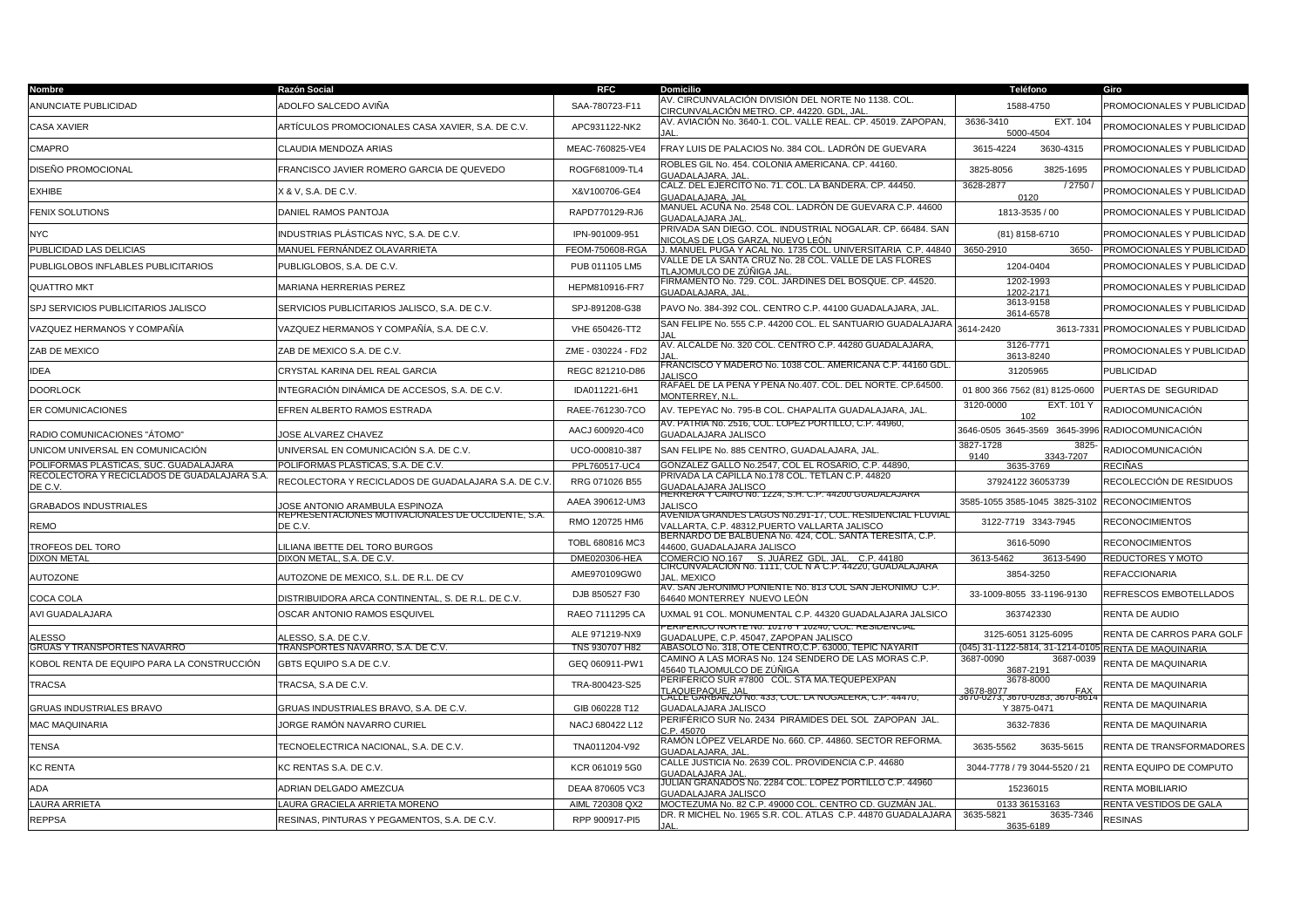| Nombre | Razón Social | RFC | Domicilio | Teléfono | Giro |
|---|---|---|---|---|---|
| ANUNCIATE PUBLICIDAD | ADOLFO SALCEDO AVIÑA | SAA-780723-F11 | AV. CIRCUNVALACIÓN DIVISIÓN DEL NORTE No 1138. COL. CIRCUNVALACIÓN METRO. CP. 44220. GDL, JAL. | 1588-4750 | PROMOCIONALES Y PUBLICIDAD |
| CASA XAVIER | ARTÍCULOS PROMOCIONALES CASA XAVIER, S.A. DE C.V. | APC931122-NK2 | AV. AVIACIÓN No. 3640-1. COL. VALLE REAL. CP. 45019. ZAPOPAN, JAL. | 3636-3410 EXT. 104 5000-4504 | PROMOCIONALES Y PUBLICIDAD |
| CMAPRO | CLAUDIA MENDOZA ARIAS | MEAC-760825-VE4 | FRAY LUIS DE PALACIOS No. 384 COL. LADRÓN DE GUEVARA | 3615-4224 3630-4315 | PROMOCIONALES Y PUBLICIDAD |
| DISEÑO PROMOCIONAL | FRANCISCO JAVIER ROMERO GARCIA DE QUEVEDO | ROGF681009-TL4 | ROBLES GIL No. 454. COLONIA AMERICANA. CP. 44160. GUADALAJARA, JAL. | 3825-8056 3825-1695 | PROMOCIONALES Y PUBLICIDAD |
| EXHIBE | X & V, S.A. DE C.V. | X&V100706-GE4 | CALZ. DEL EJÉRCITO No. 71. COL. LA BANDERA. CP. 44450. GUADALAJARA, JAL | 3628-2877 / 2750 / 0120 | PROMOCIONALES Y PUBLICIDAD |
| FENIX SOLUTIONS | DANIEL RAMOS PANTOJA | RAPD770129-RJ6 | MANUEL ACUÑA No. 2548 COL. LADRÓN DE GUEVARA C.P. 44600 GUADALAJARA JAL. | 1813-3535 / 00 | PROMOCIONALES Y PUBLICIDAD |
| NYC | INDUSTRIAS PLÁSTICAS NYC, S.A. DE C.V. | IPN-901009-951 | PRIVADA SAN DIEGO. COL. INDUSTRIAL NOGALAR. CP. 66484. SAN NICOLAS DE LOS GARZA, NUEVO LEÓN | (81) 8158-6710 | PROMOCIONALES Y PUBLICIDAD |
| PUBLICIDAD LAS DELICIAS | MANUEL FERNÁNDEZ OLAVARRIETA | FEOM-750608-RGA | J. MANUEL PUGA Y ACAL No. 1735 COL. UNIVERSITARIA C.P. 44840 | 3650-2910 3650- | PROMOCIONALES Y PUBLICIDAD |
| PUBLIGLOBOS INFLABLES PUBLICITARIOS | PUBLIGLOBOS, S.A. DE C.V. | PUB 011105 LM5 | VALLE DE LA SANTA CRUZ No. 28 COL. VALLE DE LAS FLORES TLAJOMULCO DE ZÚÑIGA JAL. | 1204-0404 | PROMOCIONALES Y PUBLICIDAD |
| QUATTRO MKT | MARIANA HERRERIAS PEREZ | HEPM810916-FR7 | FIRMAMENTO No. 729. COL. JARDINES DEL BOSQUE. CP. 44520. GUADALAJARA, JAL. | 1202-1993 1202-2171 | PROMOCIONALES Y PUBLICIDAD |
| SPJ SERVICIOS PUBLICITARIOS JALISCO | SERVICIOS PUBLICITARIOS JALISCO, S.A. DE C.V. | SPJ-891208-G38 | PAVO No. 384-392 COL. CENTRO C.P. 44100 GUADALAJARA, JAL. | 3613-9158 3614-6578 | PROMOCIONALES Y PUBLICIDAD |
| VAZQUEZ HERMANOS Y COMPAÑÍA | VAZQUEZ HERMANOS Y COMPAÑÍA, S.A. DE C.V. | VHE 650426-TT2 | SAN FELIPE No. 555 C.P. 44200 COL. EL SANTUARIO GUADALAJARA JAL | 3614-2420 3613-7331 | PROMOCIONALES Y PUBLICIDAD |
| ZAB DE MEXICO | ZAB DE MEXICO S.A. DE C.V. | ZME - 030224 - FD2 | AV. ALCALDE No. 320 COL. CENTRO C.P. 44280 GUADALAJARA, JAL. | 3126-7771 3613-8240 | PROMOCIONALES Y PUBLICIDAD |
| IDEA | CRYSTAL KARINA DEL REAL GARCIA | REGC 821210-D86 | FRANCISCO Y MADERO No. 1038 COL. AMERICANA C.P. 44160 GDL. JALISCO | 31205965 | PUBLICIDAD |
| DOORLOCK | INTEGRACIÓN DINÁMICA DE ACCESOS, S.A. DE C.V. | IDA011221-6H1 | RAFAEL DE LA PEÑA Y PEÑA No.407. COL. DEL NORTE. CP.64500. MONTERREY, N.L. | 01 800 366 7562 (81) 8125-0600 | PUERTAS DE SEGURIDAD |
| ER COMUNICACIONES | EFREN ALBERTO RAMOS ESTRADA | RAEE-761230-7CO | AV. TEPEYAC No. 795-B COL. CHAPALITA GUADALAJARA, JAL. | 3120-0000 EXT. 101 Y 102 | RADIOCOMUNICACIÓN |
| RADIO COMUNICACIONES "ÁTOMO" | JOSE ALVAREZ CHAVEZ | AACJ 600920-4C0 | AV. PATRIA No. 2516, COL. LOPEZ PORTILLO, C.P. 44960, GUADALAJARA JALISCO | 3646-0505 3645-3569 3645-3996 | RADIOCOMUNICACIÓN |
| UNICOM UNIVERSAL EN COMUNICACIÓN | UNIVERSAL EN COMUNICACIÓN S.A. DE C.V. | UCO-000810-387 | SAN FELIPE No. 885 CENTRO, GUADALAJARA, JAL. | 3827-1728 3825-9140 3343-7207 | RADIOCOMUNICACIÓN |
| POLIFORMAS PLASTICAS, SUC. GUADALAJARA | POLIFORMAS PLASTICAS, S.A. DE C.V. | PPL760517-UC4 | GONZALEZ GALLO No.2547, COL EL ROSARIO, C.P. 44890, | 3635-3769 | RECIÑAS |
| RECOLECTORA Y RECICLADOS DE GUADALAJARA S.A. DE C.V. | RECOLECTORA Y RECICLADOS DE GUADALAJARA S.A. DE C.V. | RRG 071026 B55 | PRIVADA LA CAPILLA No.178 COL. TETLÁN C.P. 44820 GUADALAJARA JALISCO | 37924122 36053739 | RECOLECCIÓN DE RESIDUOS |
| GRABADOS INDUSTRIALES | JOSE ANTONIO ARAMBULA ESPINOZA | AAEA 390612-UM3 | HERRERA Y CAIRO No. 1224, S.H. C.P. 44200 GUADALAJARA JALISCO | 3585-1055 3585-1045 3825-3102 | RECONOCIMIENTOS |
| REMO | REPRESENTACIONES MOTIVACIONALES DE OCCIDENTE, S.A. DE C.V. | RMO 120725 HM6 | AVENIDA GRANDES LAGOS No.291-17, COL. RESIDENCIAL FLUVIAL VALLARTA, C.P. 48312,PUERTO VALLARTA JALISCO | 3122-7719 3343-7945 | RECONOCIMIENTOS |
| TROFEOS DEL TORO | LILIANA IBETTE DEL TORO BURGOS | TOBL 680816 MC3 | BERNARDO DE BALBUENA No. 424, COL. SANTA TERESITA, C.P. 44600, GUADALAJARA JALISCO | 3616-5090 | RECONOCIMIENTOS |
| DIXON METAL | DIXON METAL, S.A. DE C.V. | DME020306-HEA | COMERCIO NO.167 S. JUÁREZ GDL. JAL. C.P. 44180 | 3613-5462 3613-5490 | REDUCTORES Y MOTO |
| AUTOZONE | AUTOZONE DE MEXICO, S.L. DE R.L. DE CV | AME970109GW0 | CIRCUNVALACIÓN No. 1111, COL N A C.P. 44220, GUADALAJARA JAL. MEXICO | 3854-3250 | REFACCIONARIA |
| COCA COLA | DISTRIBUIDORA ARCA CONTINENTAL, S. DE R.L. DE C.V. | DJB 850527 F30 | AV. SAN JERONIMO PONIENTE No. 813 COL SAN JERONIMO C.P. 64640 MONTERREY NUEVO LEÓN | 33-1009-8055 33-1196-9130 | REFRESCOS EMBOTELLADOS |
| AVI GUADALAJARA | OSCAR ANTONIO RAMOS ESQUIVEL | RAEO 7111295 CA | UXMAL 91 COL. MONUMENTAL C.P. 44320 GUADALAJARA JALSICO | 363742330 | RENTA DE AUDIO |
| ALESSO | ALESSO, S.A. DE C.V. | ALE 971219-NX9 | PERIFERICO NORTE No. 10176 Y 10240, COL. RESIDENCIAL GUADALUPE, C.P. 45047, ZAPOPAN JALISCO | 3125-6051 3125-6095 | RENTA DE CARROS PARA GOLF |
| GRUAS Y TRANSPORTES NAVARRO | TRANSPORTES NAVARRO, S.A. DE C.V. | TNS 930707 H82 | ABASOLO No. 318, OTE CENTRO,C.P. 63000, TEPIC NAYARIT | (045) 31-1122-5814, 31-1214-0105 | RENTA DE MAQUINARIA |
| KOBOL RENTA DE EQUIPO PARA LA CONSTRUCCIÓN | GBTS EQUIPO S.A DE C.V. | GEQ 060911-PW1 | CAMINO A LAS MORAS No. 124 SENDERO DE LAS MORAS C.P. 45640 TLAJOMULCO DE ZÚÑIGA | 3687-0090 3687-0039 3687-2191 | RENTA DE MAQUINARIA |
| TRACSA | TRACSA, S.A DE C.V. | TRA-800423-S25 | PERIFÉRICO SUR #7800 COL. STA MA.TEQUEPEXPAN TLAQUEPAQUE, JAL | 3678-8000 3678-8077 FAX | RENTA DE MAQUINARIA |
| GRUAS INDUSTRIALES BRAVO | GRUAS INDUSTRIALES BRAVO, S.A. DE C.V. | GIB 060228 T12 | CALLE GARBANZO No. 433, COL. LA NOGALERA, C.P. 44470, GUADALAJARA JALISCO | 3670-0273, 3670-0283, 3670-8614 Y 3875-0471 | RENTA DE MAQUINARIA |
| MAC MAQUINARIA | JORGE RAMÓN NAVARRO CURIEL | NACJ 680422 L12 | PERIFÉRICO SUR No. 2434 PIRÁMIDES DEL SOL ZAPOPAN JAL. C.P. 45070 | 3632-7836 | RENTA DE MAQUINARIA |
| TENSA | TECNOELECTRICA NACIONAL, S.A. DE C.V. | TNA011204-V92 | RAMÓN LÓPEZ VELARDE No. 660. CP. 44860. SECTOR REFORMA. GUADALAJARA, JAL. | 3635-5562 3635-5615 | RENTA DE TRANSFORMADORES |
| KC RENTA | KC RENTAS S.A. DE C.V. | KCR 061019 5G0 | CALLE JUSTICIA No. 2639 COL. PROVIDENCIA C.P. 44680 GUADALAJARA JAL. | 3044-7778 / 79 3044-5520 / 21 | RENTA EQUIPO DE COMPUTO |
| ADA | ADRIAN DELGADO AMEZCUA | DEAA 870605 VC3 | JULIÁN GRANADOS No. 2284 COL. LOPEZ PORTILLO C.P. 44960 GUADALAJARA JALISCO | 15236015 | RENTA MOBILIARIO |
| LAURA ARRIETA | LAURA GRACIELA ARRIETA MORENO | AIML 720308 QX2 | MOCTEZUMA No. 82 C.P. 49000 COL. CENTRO CD. GUZMÁN JAL. | 0133 36153163 | RENTA VESTIDOS DE GALA |
| REPPSA | RESINAS, PINTURAS Y PEGAMENTOS, S.A. DE C.V. | RPP 900917-PI5 | DR. R MICHEL No. 1965 S.R. COL. ATLAS C.P. 44870 GUADALAJARA JAL. | 3635-5821 3635-7346 3635-6189 | RESINAS |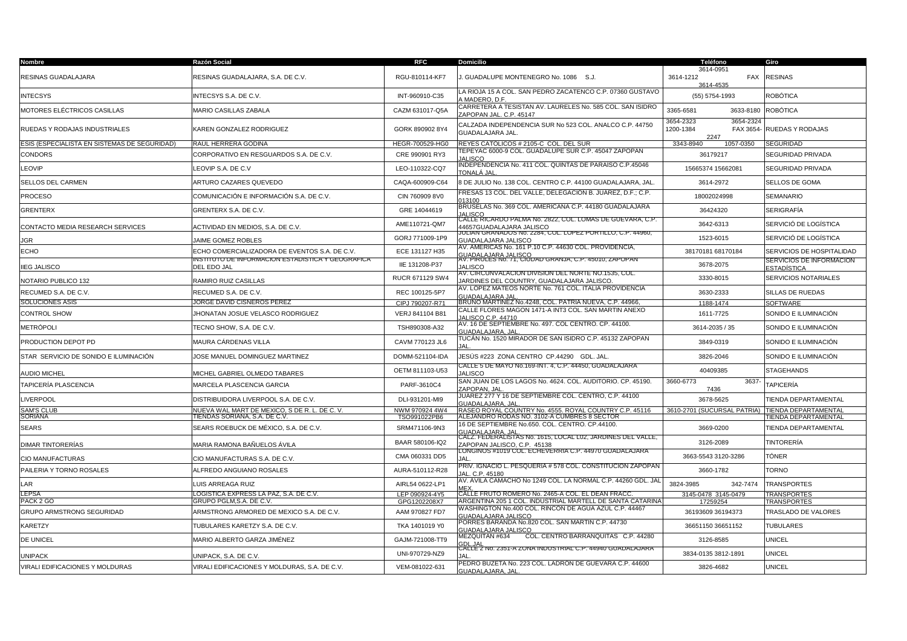| Nombre | Razón Social | RFC | Domicilio | Teléfono | Giro |
|---|---|---|---|---|---|
| RESINAS GUADALAJARA | RESINAS GUADALAJARA, S.A. DE C.V. | RGU-810114-KF7 | J. GUADALUPE MONTENEGRO No. 1086 S.J. | 3614-0951 3614-1212 FAX 3614-4535 | RESINAS |
| INTECSYS | INTECSYS S.A. DE C.V. | INT-960910-C35 | LA RIOJA 15 A COL. SAN PEDRO ZACATENCO C.P. 07360 GUSTAVO A MADERO, D.F. | (55) 5754-1993 | ROBÓTICA |
| MOTORES ELÉCTRICOS CASILLAS | MARIO CASILLAS ZABALA | CAZM 631017-Q5A | CARRETERA A TESISTAN AV. LAURELES No. 585 COL. SAN ISIDRO ZAPOPAN JAL. C.P. 45147 | 3365-6581 3633-8180 | ROBÓTICA |
| RUEDAS Y RODAJAS INDUSTRIALES | KAREN GONZALEZ RODRIGUEZ | GORK 890902 8Y4 | CALZADA INDEPENDENCIA SUR No 523 COL. ANALCO C.P. 44750 GUADALAJARA JAL. | 3654-2323 3654-2324 1200-1384 FAX 3654-2247 | RUEDAS Y RODAJAS |
| ESIS (ESPECIALISTA EN SISTEMAS DE SEGURIDAD) | RAUL HERRERA GODINA | HEGR-700529-HG0 | REYES CATOLICOS # 2105-C COL. DEL SUR | 3343-8940 1057-0350 | SEGURIDAD |
| CONDORS | CORPORATIVO EN RESGUARDOS S.A. DE C.V. | CRE 990901 RY3 | TEPEYAC 6000-9 COL. GUADALUPE SUR C.P. 45047 ZAPOPAN JALISCO | 36179217 | SEGURIDAD PRIVADA |
| LEOVIP | LEOVIP S.A. DE C.V | LEO-110322-CQ7 | INDEPENDENCIA No. 411 COL. QUINTAS DE PARAISO C.P.45046 TONALÁ JAL. | 15665374 15662081 | SEGURIDAD PRIVADA |
| SELLOS DEL CARMEN | ARTURO CAZARES QUEVEDO | CAQA-600909-C64 | 8 DE JULIO No. 138 COL. CENTRO C.P. 44100 GUADALAJARA, JAL. | 3614-2972 | SELLOS DE GOMA |
| PROCESO | COMUNICACIÓN E INFORMACIÓN S.A. DE C.V. | CIN 760909 8V0 | FRESAS 13 COL. DEL VALLE, DELEGACION B. JUAREZ, D.F.; C.P. 013100 | 18002024998 | SEMANARIO |
| GRENTERX | GRENTERX S.A. DE C.V. | GRE 14044619 | BRUSELAS No. 369 COL. AMERICANA C.P. 44180 GUADALAJARA JALISCO | 36424320 | SERIGRAFÍA |
| CONTACTO MEDIA RESEARCH SERVICES | ACTIVIDAD EN MEDIOS, S.A. DE C.V. | AME110721-QM7 | CALLE RICARDO PALMA No. 2822, COL. LOMAS DE GUEVARA, C.P. 44657GUADALAJARA JALISCO | 3642-6313 | SERVICIÓ DE LOGÍSTICA |
| JGR | JAIME GOMEZ ROBLES | GORJ 771009-1P9 | JULIAN GRANADOS No. 2284, COL. LOPEZ PORTILLO, C.P. 44960, GUADALAJARA JALISCO | 1523-6015 | SERVICIÓ DE LOGÍSTICA |
| ECHO | ECHO COMERCIALIZADORA DE EVENTOS S.A. DE C.V. | ECE 131127 H35 | AV. AMERICAS No. 161 P.10 C.P. 44630 COL. PROVIDENCIA, GUADALAJARA JALISCO | 38170181 68170184 | SERVICIOS DE HOSPITALIDAD |
| IIEG JALISCO | INSTITUTO DE INFORMACION ESTADISTICA Y GEOGRAFICA DEL EDO JAL | IIE 131208-P37 | AV. PIROLES No. 71, CIUDAD GRANJA, C.P. 45010, ZAPOPAN JALISCO | 3678-2075 | SERVICIOS DE INFORMACIÓN ESTADÍSTICA |
| NOTARIO PUBLICO 132 | RAMIRO RUIZ CASILLAS | RUCR 671129 SW4 | AV. CIRCUNVALACION DIVISION DEL NORTE NO.1535, COL. JARDINES DEL COUNTRY, GUADALAJARA JALISCO. | 3330-8015 | SERVICIOS NOTARIALES |
| RECUMED S.A. DE C.V. | RECUMED S.A. DE C.V. | REC 100125-5P7 | AV. LOPEZ MATEOS NORTE No. 761 COL. ITALIA PROVIDENCIA GUADALAJARA JAL. | 3630-2333 | SILLAS DE RUEDAS |
| SOLUCIONES ASIS | JORGE DAVID CISNEROS PEREZ | CIPJ 790207-R71 | BRUNO MARTINEZ No.4248, COL. PATRIA NUEVA, C.P. 44966, | 1188-1474 | SOFTWARE |
| CONTROL SHOW | JHONATAN JOSUE VELASCO RODRIGUEZ | VERJ 841104 B81 | CALLE FLORES MAGON 1471-A INT3 COL. SAN MARTIN ANEXO JALISCO C.P. 44710 | 1611-7725 | SONIDO E ILUMINACIÓN |
| METRÓPOLI | TECNO SHOW, S.A. DE C.V. | TSH890308-A32 | AV. 16 DE SEPTIEMBRE No. 497. COL CENTRO. CP. 44100. GUADALAJARA, JAL. | 3614-2035 / 35 | SONIDO E ILUMINACIÓN |
| PRODUCTION DEPOT PD | MAURA CÁRDENAS VILLA | CAVM 770123 JL6 | TUCÁN No. 1520 MIRADOR DE SAN ISIDRO C.P. 45132 ZAPOPAN JAL. | 3849-0319 | SONIDO E ILUMINACIÓN |
| STAR SERVICIO DE SONIDO E ILUMINACIÓN | JOSE MANUEL DOMINGUEZ MARTINEZ | DOMM-521104-IDA | JESÚS #223 ZONA CENTRO CP.44290 GDL. JAL. | 3826-2046 | SONIDO E ILUMINACIÓN |
| AUDIO MICHEL | MICHEL GABRIEL OLMEDO TABARES | OETM 811103-U53 | CALLE 5 DE MAYO No.169-INT. 4, C.P. 44450, GUADALAJARA JALISCO | 40409385 | STAGEHANDS |
| TAPICERÍA PLASCENCIA | MARCELA PLASCENCIA GARCIA | PARF-3610C4 | SAN JUAN DE LOS LAGOS No. 4624. COL. AUDITORIO. CP. 45190. ZAPOPAN, JAL. | 3660-6773 3637-7436 | TAPICERÍA |
| LIVERPOOL | DISTRIBUIDORA LIVERPOOL S.A. DE C.V. | DLI-931201-MI9 | JUAREZ 277 Y 16 DE SEPTIEMBRE COL. CENTRO, C.P. 44100 GUADALAJARA, JAL. | 3678-5625 | TIENDA DEPARTAMENTAL |
| SAM'S CLUB | NUEVA WAL MART DE MEXICO, S DE R. L. DE C. V. | NWM 970924 4W4 | RASEO ROYAL COUNTRY No. 4555. ROYAL COUNTRY C.P. 45116 | 3610-2701 (SUCURSAL PATRIA) | TIENDA DEPARTAMENTAL |
| SORIANA | TIENDAS SORIANA, S.A. DE C.V. | TSO991022PB6 | ALEJANDRO RODAS NO. 3102-A CUMBRES 8 SECTOR | | TIENDA DEPARTAMENTAL |
| SEARS | SEARS ROEBUCK DE MÉXICO, S.A. DE C.V. | SRM471106-9N3 | 16 DE SEPTIEMBRE No.650. COL. CENTRO. CP. 44100. GUADALAJARA, JAL. | 3669-0200 | TIENDA DEPARTAMENTAL |
| DIMAR TINTORERÍAS | MARIA RAMONA BAÑUELOS ÁVILA | BAAR 580106-IQ2 | CALZ. FEDERALISTAS No. 1615, LOCAL L02, JARDINES DEL VALLE, ZAPOPAN JALISCO, C.P. 45138 | 3126-2089 | TINTORERÍA |
| CIO MANUFACTURAS | CIO MANUFACTURAS S.A. DE C.V. | CMA 060331 DD5 | LONGINOS #1019 COL. ECHEVERRIA C.P. 44970 GUADALAJARA JAL. | 3663-5543 3120-3286 | TÓNER |
| PAILERIA Y TORNO ROSALES | ALFREDO ANGUIANO ROSALES | AURA-510112-R28 | PRIV. IGNACIO L. PESQUERIA # 578 COL. CONSTITUCION ZAPOPAN JAL. C.P. 45180 | 3660-1782 | TORNO |
| LAR | LUIS ARREAGA RUIZ | AIRL54 0622-LP1 | AV. AVILA CAMACHO No 1249 COL. LA NORMAL C.P. 44260 GDL. JAL MEX. | 3824-3985 342-7474 | TRANSPORTES |
| LEPSA | LOGISTICA EXPRESS LA PAZ, S.A. DE C.V. | LEP 090924-4Y5 | CALLE FRUTO ROMERO No. 2465-A COL. EL DEAN FRACC. | 3145-0478 3145-0479 | TRANSPORTES |
| PACK 2 GO | GRUPO PGLM,S.A. DE C.V. | GPG1202208X7 | ARGENTINA 205 1 COL. INDUSTRIAL MARTELL DE SANTA CATARINA | 17259254 | TRANSPORTES |
| GRUPO ARMSTRONG SEGURIDAD | ARMSTRONG ARMORED DE MEXICO S.A. DE C.V. | AAM 970827 FD7 | WASHINGTON No.400 COL. RINCON DE AGUA AZUL C.P. 44467 GUADALAJARA JALISCO | 36193609 36194373 | TRASLADO DE VALORES |
| KARETZY | TUBULARES KARETZY S.A. DE C.V. | TKA 1401019 Y0 | PORRES BARANDA No.820 COL. SAN MARTIN C.P. 44730 GUADALAJARA JALISCO | 36651150 36651152 | TUBULARES |
| DE UNICEL | MARIO ALBERTO GARZA JIMÉNEZ | GAJM-721008-TT9 | MEZQUITAN #634 COL. CENTRO BARRANQUITAS C.P. 44280 GDL.JAL | 3126-8585 | UNICEL |
| UNIPACK | UNIPACK, S.A. DE C.V. | UNI-970729-NZ9 | CALLE 2 No. 2351-A ZONA INDUSTRIAL C.P. 44940 GUADALAJARA JAL. | 3834-0135 3812-1891 | UNICEL |
| VIRALI EDIFICACIONES Y MOLDURAS | VIRALI EDIFICACIONES Y MOLDURAS, S.A. DE C.V. | VEM-081022-631 | PEDRO BUZETA No. 223 COL. LADRON DE GUEVARA C.P. 44600 GUADALAJARA, JAL. | 3826-4682 | UNICEL |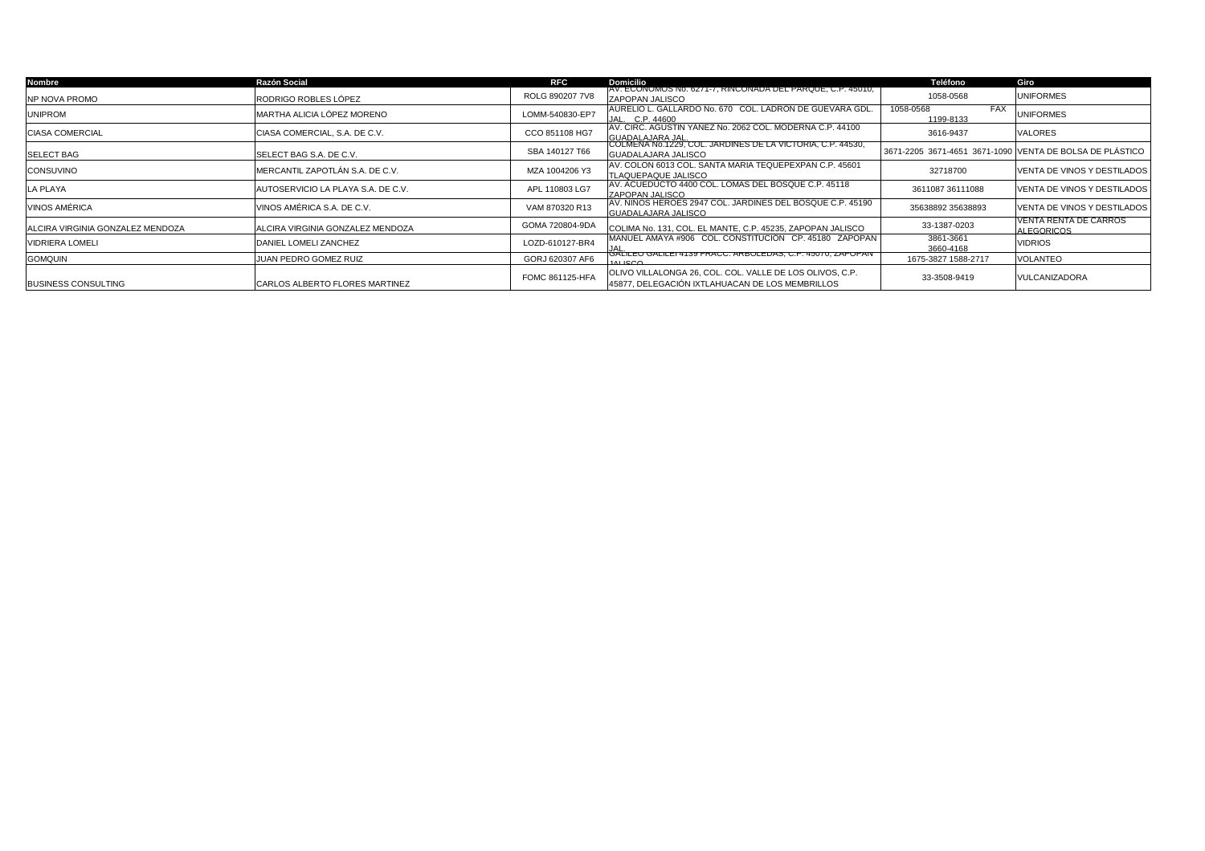| Nombre | Razón Social | RFC | Domicilio | Teléfono | Giro |
|---|---|---|---|---|---|
| NP NOVA PROMO | RODRIGO ROBLES LÓPEZ | ROLG 890207 7V8 | AV. ECONOMOS No. 6271-7, RINCONADA DEL PARQUE, C.P. 45010, ZAPOPAN JALISCO | 1058-0568 | UNIFORMES |
| UNIPROM | MARTHA ALICIA LÓPEZ MORENO | LOMM-540830-EP7 | AURELIO L. GALLARDO No. 670 COL. LADRON DE GUEVARA GDL. JAL. C.P. 44600 | 1058-0568 FAX 1199-8133 | UNIFORMES |
| CIASA COMERCIAL | CIASA COMERCIAL, S.A. DE C.V. | CCO 851108 HG7 | AV. CIRC. AGUSTIN YAÑEZ No. 2062 COL. MODERNA C.P. 44100 GUADALAJARA JAL. | 3616-9437 | VALORES |
| SELECT BAG | SELECT BAG S.A. DE C.V. | SBA 140127 T66 | COLMENA No.1229, COL. JARDINES DE LA VICTORIA, C.P. 44530, GUADALAJARA JALISCO | 3671-2205 3671-4651 3671-1090 | VENTA DE BOLSA DE PLÁSTICO |
| CONSUVINO | MERCANTIL ZAPOTLÁN S.A. DE C.V. | MZA 1004206 Y3 | AV. COLON 6013 COL. SANTA MARIA TEQUEPEXPAN C.P. 45601 TLAQUEPAQUE JALISCO | 32718700 | VENTA DE VINOS Y DESTILADOS |
| LA PLAYA | AUTOSERVICIO LA PLAYA S.A. DE C.V. | APL 110803 LG7 | AV. ACUEDUCTO 4400 COL. LOMAS DEL BOSQUE C.P. 45118 ZAPOPAN JALISCO | 3611087 36111088 | VENTA DE VINOS Y DESTILADOS |
| VINOS AMÉRICA | VINOS AMÉRICA S.A. DE C.V. | VAM 870320 R13 | AV. NIÑOS HEROES 2947 COL. JARDINES DEL BOSQUE C.P. 45190 GUADALAJARA JALISCO | 35638892 35638893 | VENTA DE VINOS Y DESTILADOS |
| ALCIRA VIRGINIA GONZALEZ MENDOZA | ALCIRA VIRGINIA GONZALEZ MENDOZA | GOMA 720804-9DA | COLIMA No. 131, COL. EL MANTE, C.P. 45235, ZAPOPAN JALISCO | 33-1387-0203 | VENTA RENTA DE CARROS ALEGORICOS |
| VIDRIERA LOMELI | DANIEL LOMELI ZANCHEZ | LOZD-610127-BR4 | MANUEL AMAYA #906 COL. CONSTITUCION CP. 45180 ZAPOPAN JAL. | 3861-3661 3660-4168 | VIDRIOS |
| GOMQUIN | JUAN PEDRO GOMEZ RUIZ | GORJ 620307 AF6 | GALILEO GALILEI 4139 FRACC. ARBOLEDAS, C.P. 45070, ZAPOPAN JALISCO | 1675-3827 1588-2717 | VOLANTEO |
| BUSINESS CONSULTING | CARLOS ALBERTO FLORES MARTINEZ | FOMC 861125-HFA | OLIVO VILLALONGA 26, COL. COL. VALLE DE LOS OLIVOS, C.P. 45877, DELEGACIÓN IXTLAHUACAN DE LOS MEMBRILLOS | 33-3508-9419 | VULCANIZADORA |